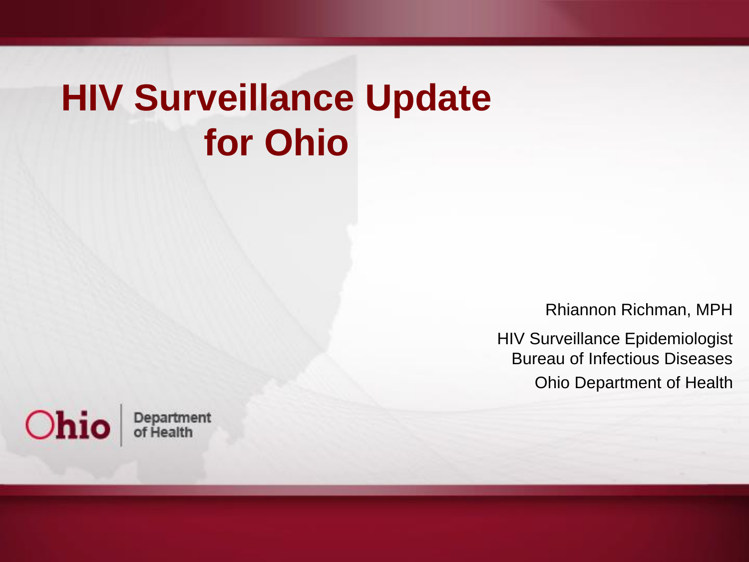# HIV Surveillance Update for Ohio

Rhiannon Richman, MPH

HIV Surveillance Epidemiologist
Bureau of Infectious Diseases
Ohio Department of Health

Ohio Department of Health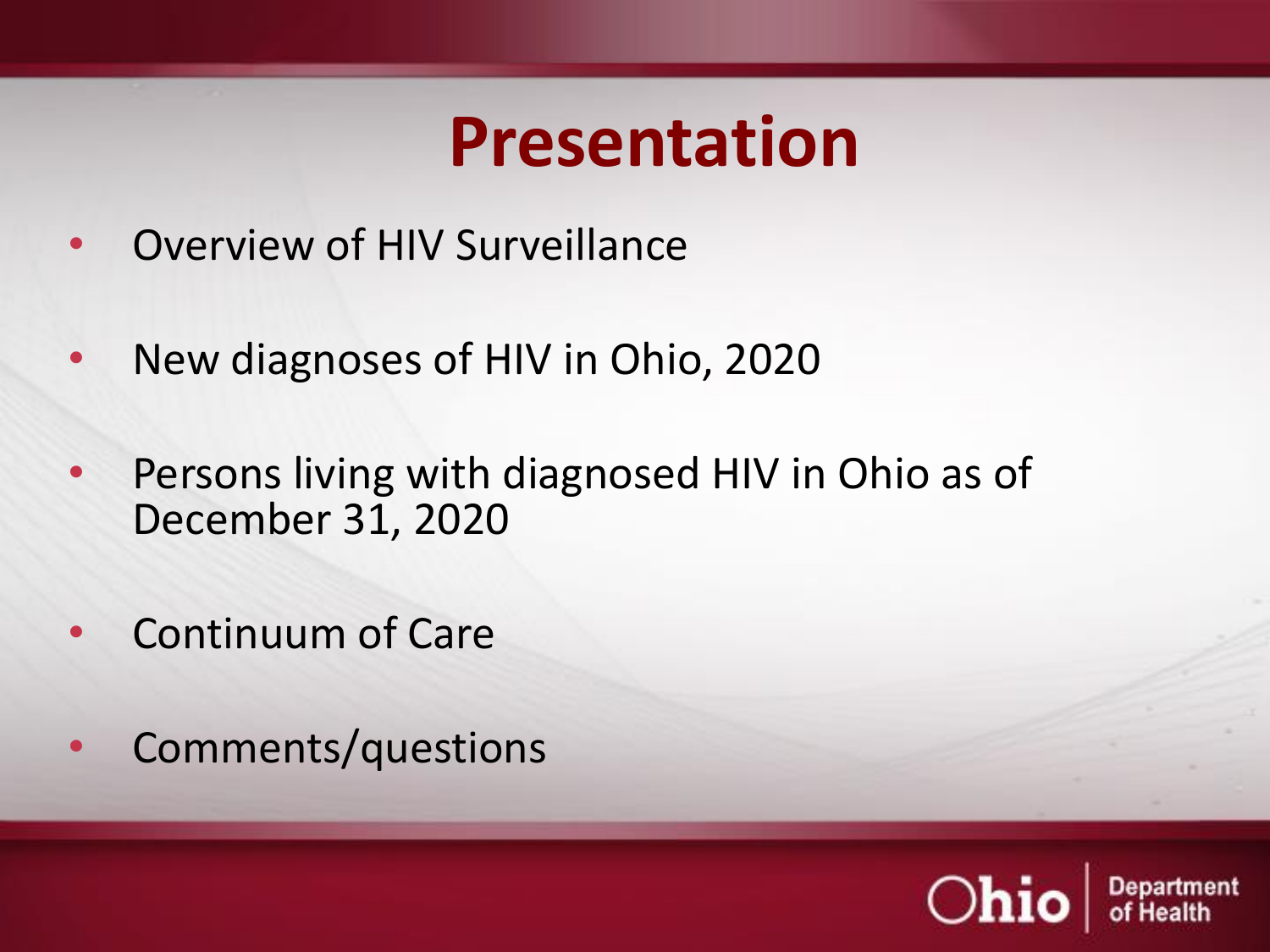# Presentation

- Overview of HIV Surveillance
- New diagnoses of HIV in Ohio, 2020
- Persons living with diagnosed HIV in Ohio as of December 31, 2020
- Continuum of Care
- Comments/questions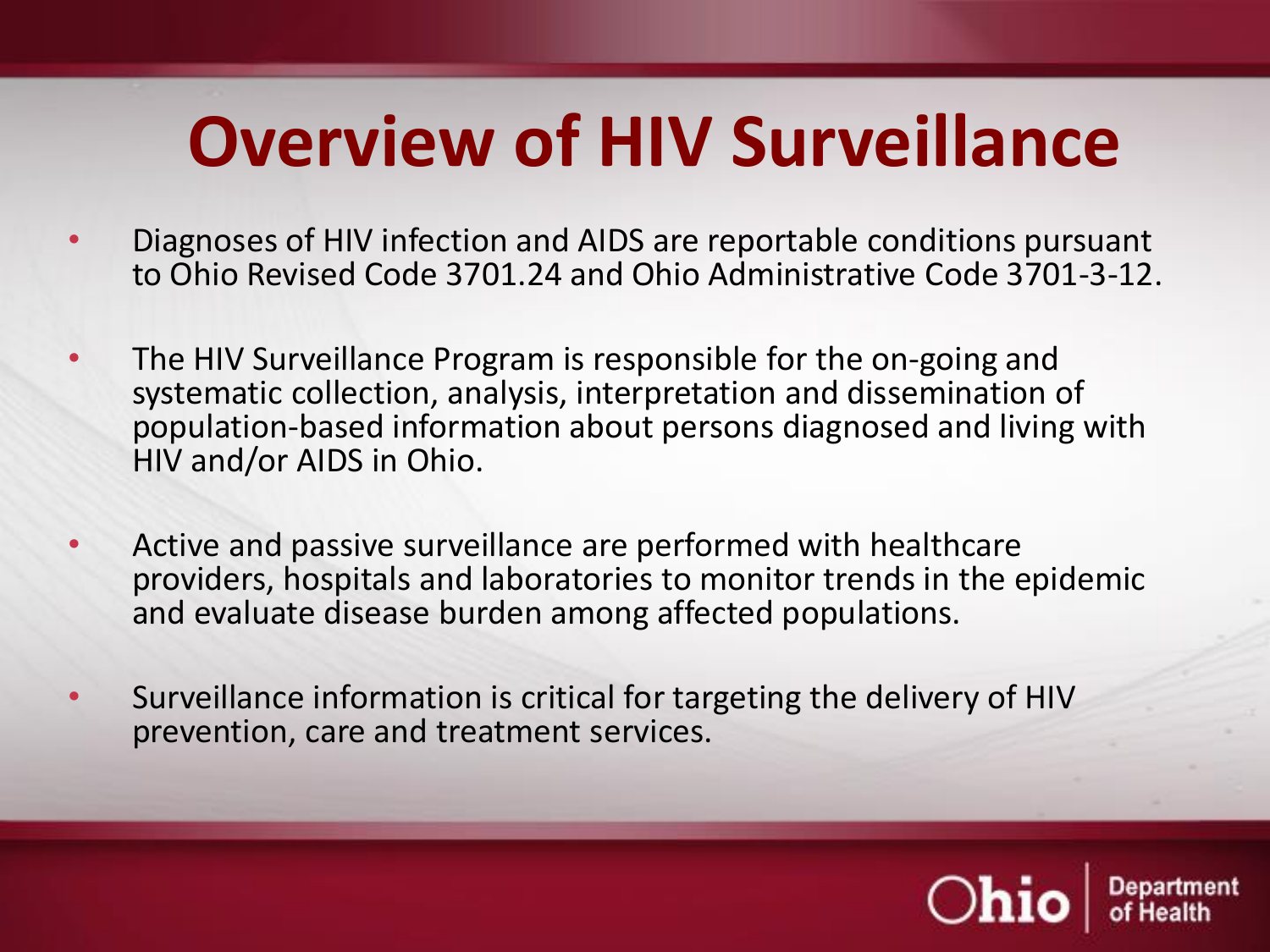# Overview of HIV Surveillance

- Diagnoses of HIV infection and AIDS are reportable conditions pursuant to Ohio Revised Code 3701.24 and Ohio Administrative Code 3701-3-12.
- The HIV Surveillance Program is responsible for the on-going and systematic collection, analysis, interpretation and dissemination of population-based information about persons diagnosed and living with HIV and/or AIDS in Ohio.
- Active and passive surveillance are performed with healthcare providers, hospitals and laboratories to monitor trends in the epidemic and evaluate disease burden among affected populations.
- Surveillance information is critical for targeting the delivery of HIV prevention, care and treatment services.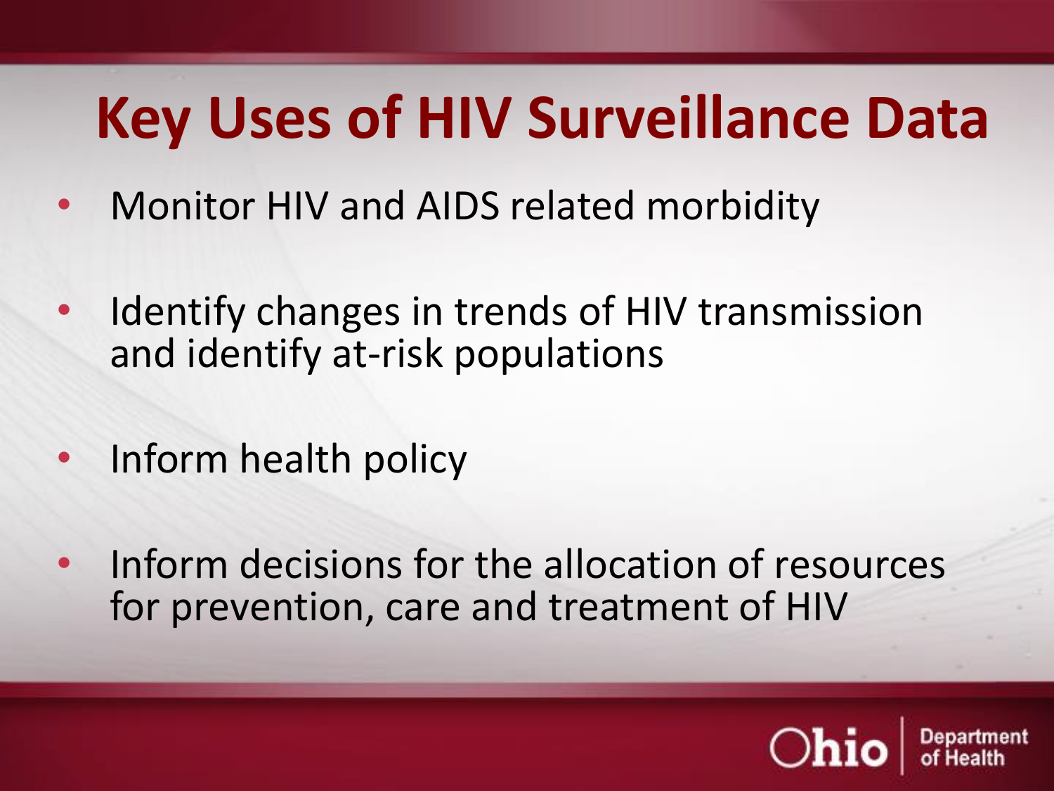# Key Uses of HIV Surveillance Data

- Monitor HIV and AIDS related morbidity
- Identify changes in trends of HIV transmission and identify at-risk populations
- Inform health policy
- Inform decisions for the allocation of resources for prevention, care and treatment of HIV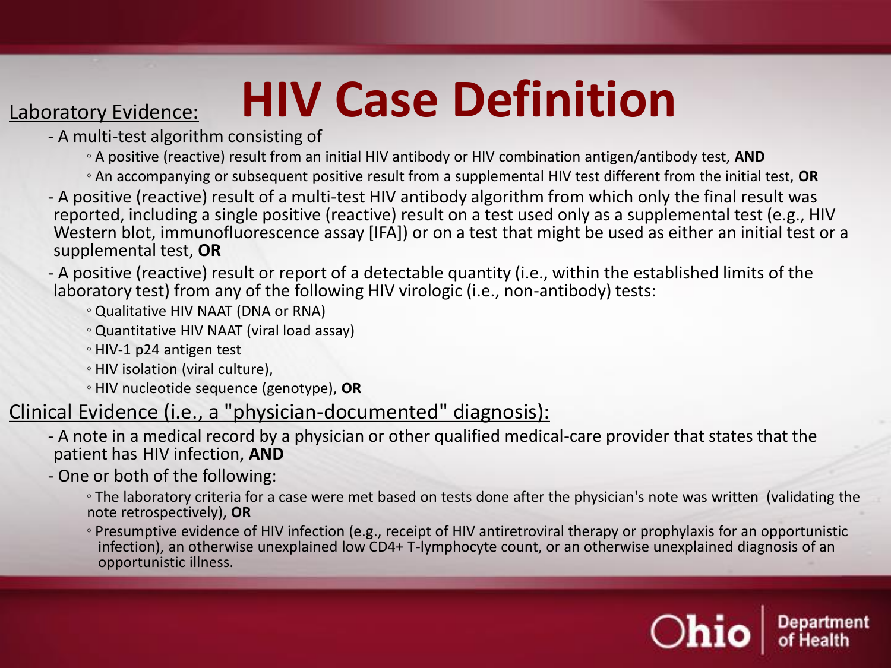# HIV Case Definition

Laboratory Evidence:

- A multi-test algorithm consisting of
  - A positive (reactive) result from an initial HIV antibody or HIV combination antigen/antibody test, **AND**
  - An accompanying or subsequent positive result from a supplemental HIV test different from the initial test, **OR**
- A positive (reactive) result of a multi-test HIV antibody algorithm from which only the final result was reported, including a single positive (reactive) result on a test used only as a supplemental test (e.g., HIV Western blot, immunofluorescence assay [IFA]) or on a test that might be used as either an initial test or a supplemental test, **OR**
- A positive (reactive) result or report of a detectable quantity (i.e., within the established limits of the laboratory test) from any of the following HIV virologic (i.e., non-antibody) tests:
  - Qualitative HIV NAAT (DNA or RNA)
  - Quantitative HIV NAAT (viral load assay)
  - HIV-1 p24 antigen test
  - HIV isolation (viral culture),
  - HIV nucleotide sequence (genotype), **OR**

Clinical Evidence (i.e., a "physician-documented" diagnosis):

- A note in a medical record by a physician or other qualified medical-care provider that states that the patient has HIV infection, **AND**
- One or both of the following:
  - The laboratory criteria for a case were met based on tests done after the physician's note was written (validating the note retrospectively), **OR**
  - Presumptive evidence of HIV infection (e.g., receipt of HIV antiretroviral therapy or prophylaxis for an opportunistic infection), an otherwise unexplained low CD4+ T-lymphocyte count, or an otherwise unexplained diagnosis of an opportunistic illness.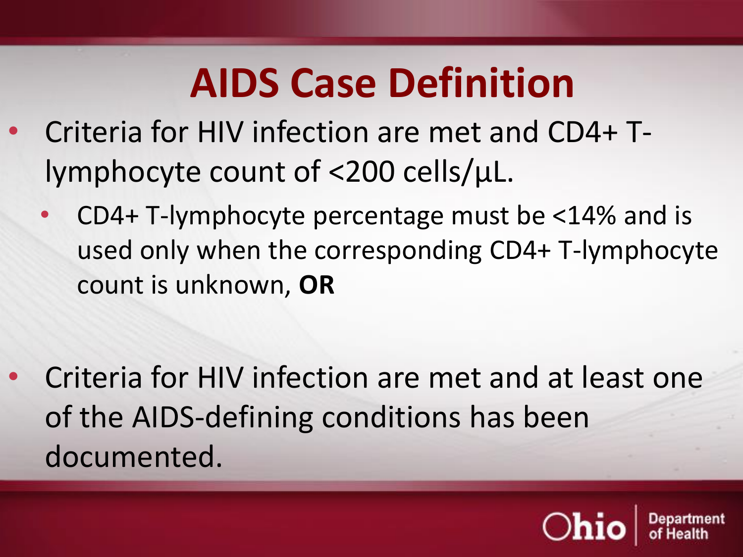# AIDS Case Definition

- Criteria for HIV infection are met and CD4+ T-lymphocyte count of <200 cells/μL.
  - CD4+ T-lymphocyte percentage must be <14% and is used only when the corresponding CD4+ T-lymphocyte count is unknown, **OR**

- Criteria for HIV infection are met and at least one of the AIDS-defining conditions has been documented.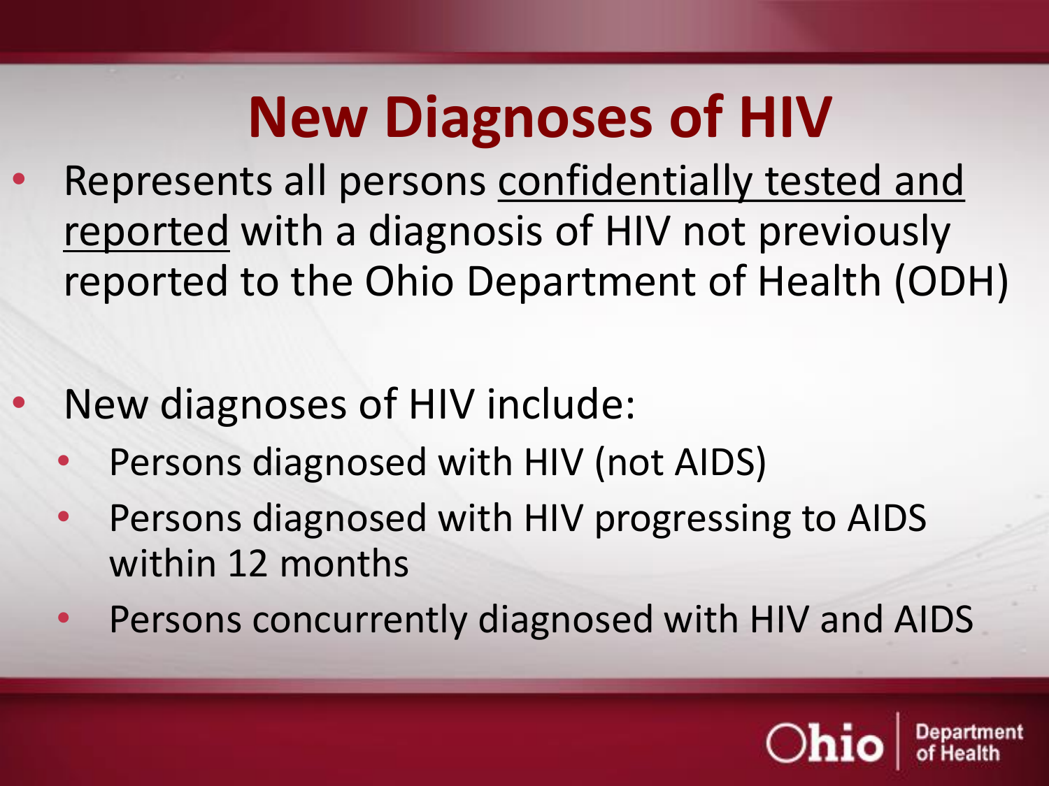# New Diagnoses of HIV

- Represents all persons <u>confidentially tested and reported</u> with a diagnosis of HIV not previously reported to the Ohio Department of Health (ODH)
- New diagnoses of HIV include:
  - Persons diagnosed with HIV (not AIDS)
  - Persons diagnosed with HIV progressing to AIDS within 12 months
  - Persons concurrently diagnosed with HIV and AIDS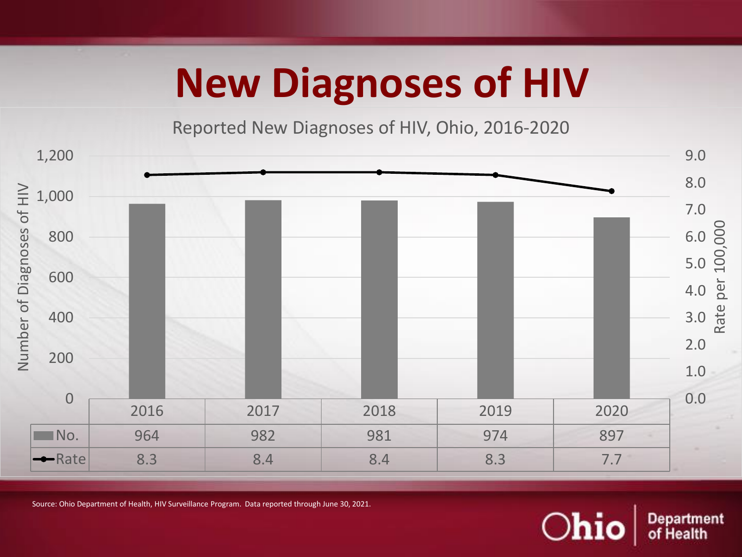# New Diagnoses of HIV

Reported New Diagnoses of HIV, Ohio, 2016-2020

| | 2016 | 2017 | 2018 | 2019 | 2020 |
|---|---|---|---|---|---|
| No. | 964 | 982 | 981 | 974 | 897 |
| Rate | 8.3 | 8.4 | 8.4 | 8.3 | 7.7 |

Source: Ohio Department of Health, HIV Surveillance Program. Data reported through June 30, 2021.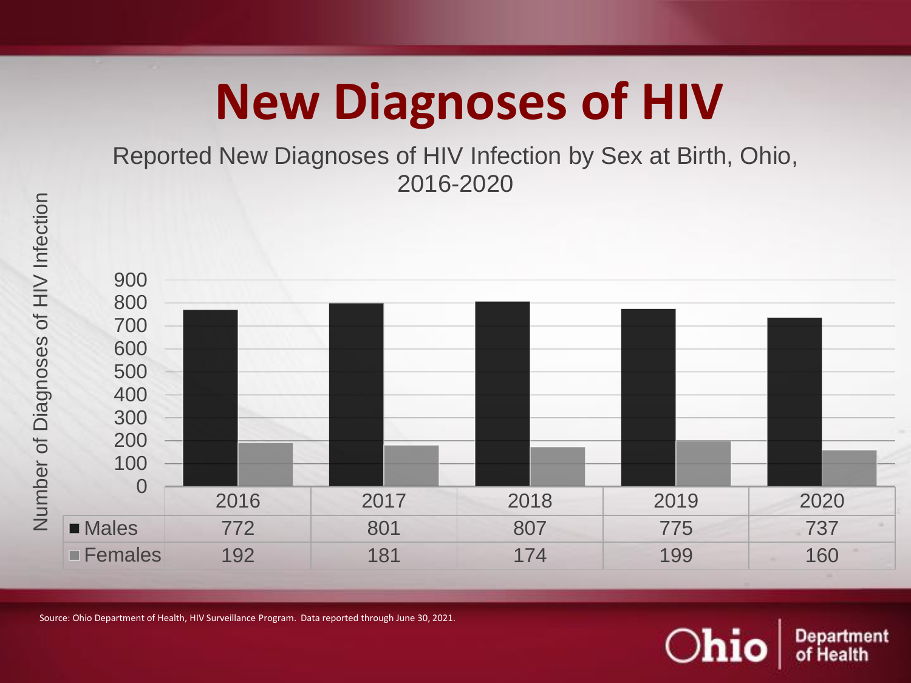# New Diagnoses of HIV

Reported New Diagnoses of HIV Infection by Sex at Birth, Ohio, 2016-2020

Number of Diagnoses of HIV Infection

| | 2016 | 2017 | 2018 | 2019 | 2020 |
|---|---|---|---|---|---|
| Males | 772 | 801 | 807 | 775 | 737 |
| Females | 192 | 181 | 174 | 199 | 160 |

Source: Ohio Department of Health, HIV Surveillance Program. Data reported through June 30, 2021.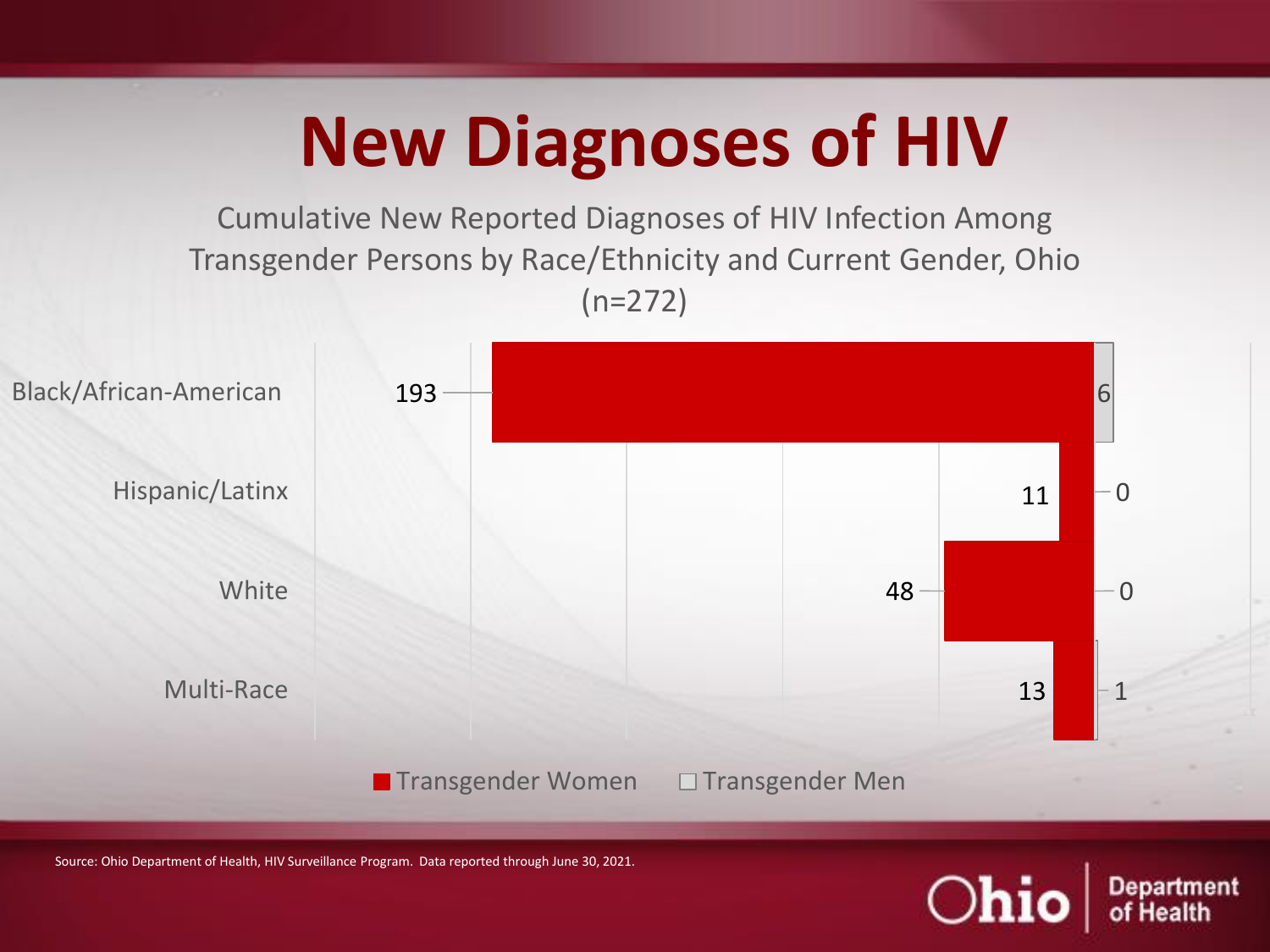# New Diagnoses of HIV

Cumulative New Reported Diagnoses of HIV Infection Among Transgender Persons by Race/Ethnicity and Current Gender, Ohio (n=272)

| Race/Ethnicity | Transgender Women | Transgender Men |
|---|---|---|
| Black/African-American | 193 | 6 |
| Hispanic/Latinx | 11 | 0 |
| White | 48 | 0 |
| Multi-Race | 13 | 1 |

Source: Ohio Department of Health, HIV Surveillance Program. Data reported through June 30, 2021.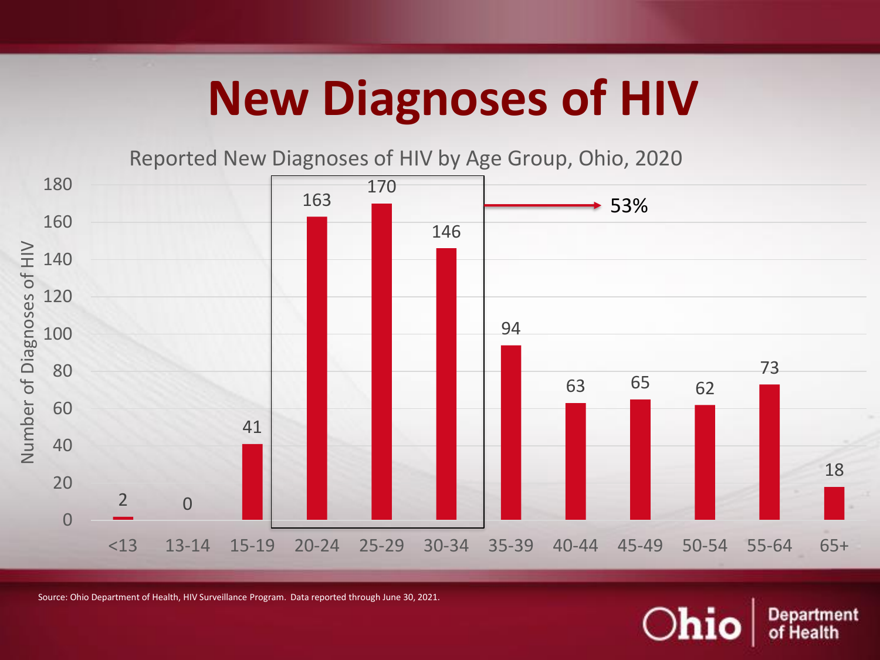# New Diagnoses of HIV

Reported New Diagnoses of HIV by Age Group, Ohio, 2020

| Age Group | Number of Diagnoses of HIV |
| --- | --- |
| <13 | 2 |
| 13-14 | 0 |
| 15-19 | 41 |
| 20-24 | 163 |
| 25-29 | 170 |
| 30-34 | 146 |
| 35-39 | 94 |
| 40-44 | 63 |
| 45-49 | 65 |
| 50-54 | 62 |
| 55-64 | 73 |
| 65+ | 18 |

Ages 20-34: 53%

Source: Ohio Department of Health, HIV Surveillance Program. Data reported through June 30, 2021.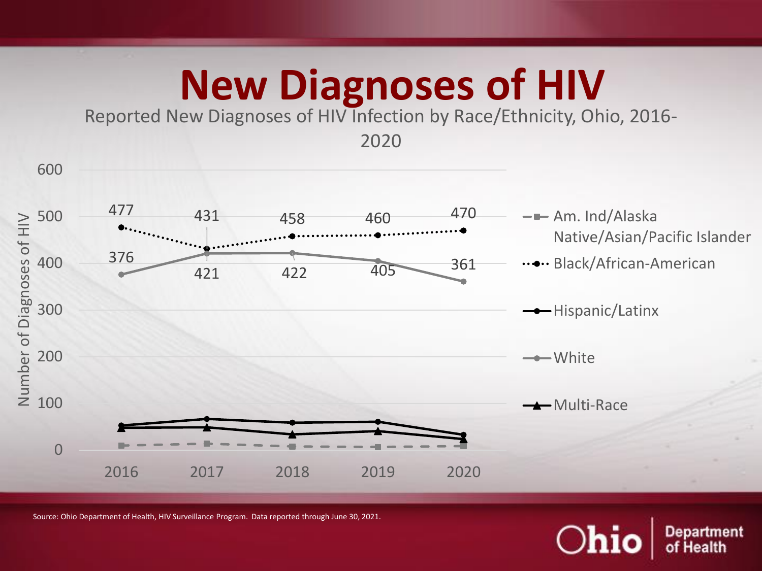# New Diagnoses of HIV

Reported New Diagnoses of HIV Infection by Race/Ethnicity, Ohio, 2016-2020

| Year | Black/African-American | White |
|---|---|---|
| 2016 | 477 | 376 |
| 2017 | 431 | 421 |
| 2018 | 458 | 422 |
| 2019 | 460 | 405 |
| 2020 | 470 | 361 |

Legend: Am. Ind/Alaska Native/Asian/Pacific Islander; Black/African-American; Hispanic/Latinx; White; Multi-Race

Y-axis: Number of Diagnoses of HIV (0–600)

Source: Ohio Department of Health, HIV Surveillance Program. Data reported through June 30, 2021.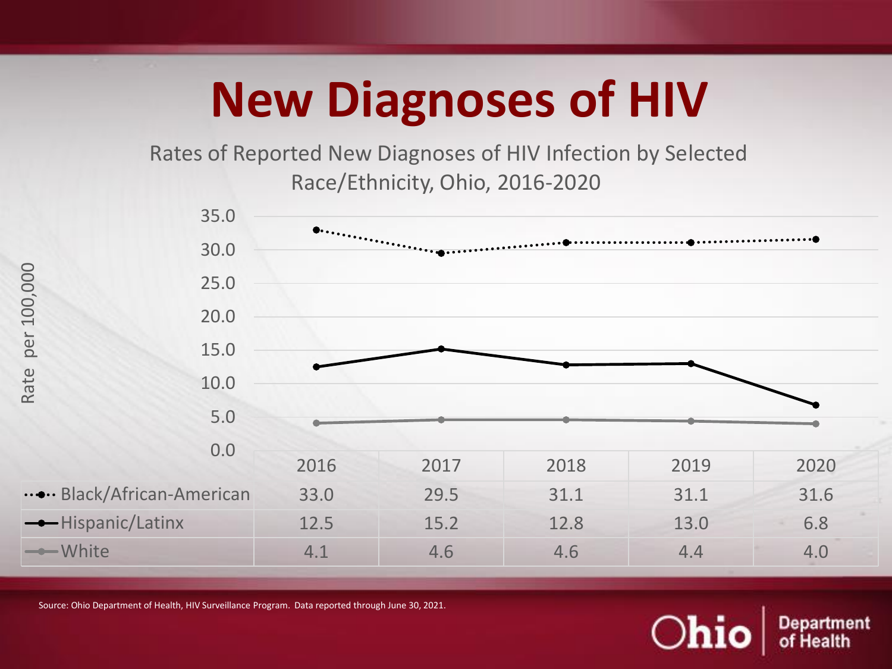# New Diagnoses of HIV

Rates of Reported New Diagnoses of HIV Infection by Selected Race/Ethnicity, Ohio, 2016-2020

| Rate per 100,000 | 2016 | 2017 | 2018 | 2019 | 2020 |
|---|---|---|---|---|---|
| Black/African-American | 33.0 | 29.5 | 31.1 | 31.1 | 31.6 |
| Hispanic/Latinx | 12.5 | 15.2 | 12.8 | 13.0 | 6.8 |
| White | 4.1 | 4.6 | 4.6 | 4.4 | 4.0 |

Source: Ohio Department of Health, HIV Surveillance Program. Data reported through June 30, 2021.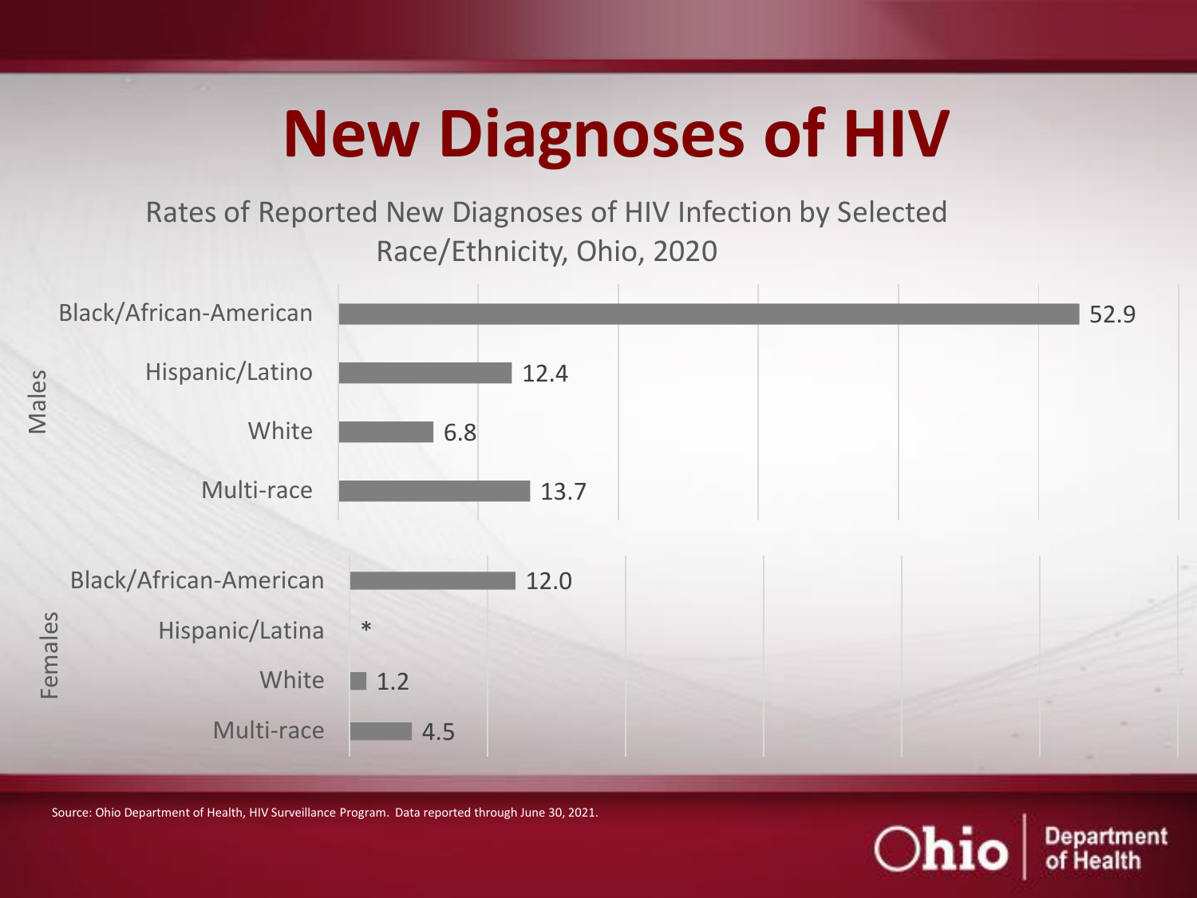# New Diagnoses of HIV

Rates of Reported New Diagnoses of HIV Infection by Selected Race/Ethnicity, Ohio, 2020

| Sex | Race/Ethnicity | Rate |
|---|---|---|
| Males | Black/African-American | 52.9 |
| | Hispanic/Latino | 12.4 |
| | White | 6.8 |
| | Multi-race | 13.7 |
| Females | Black/African-American | 12.0 |
| | Hispanic/Latina | * |
| | White | 1.2 |
| | Multi-race | 4.5 |

Source: Ohio Department of Health, HIV Surveillance Program. Data reported through June 30, 2021.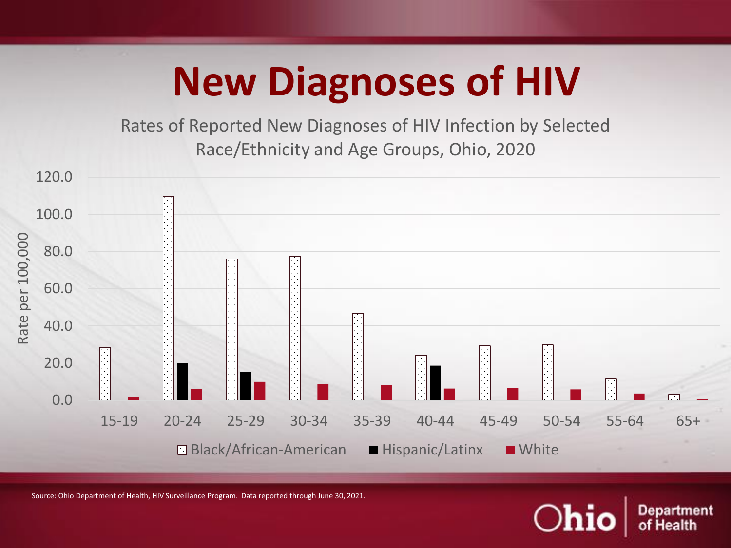# New Diagnoses of HIV

Rates of Reported New Diagnoses of HIV Infection by Selected Race/Ethnicity and Age Groups, Ohio, 2020

Rate per 100,000

120.0
100.0
80.0
60.0
40.0
20.0
0.0

15-19 | 20-24 | 25-29 | 30-34 | 35-39 | 40-44 | 45-49 | 50-54 | 55-64 | 65+

Black/African-American | Hispanic/Latinx | White

Source: Ohio Department of Health, HIV Surveillance Program. Data reported through June 30, 2021.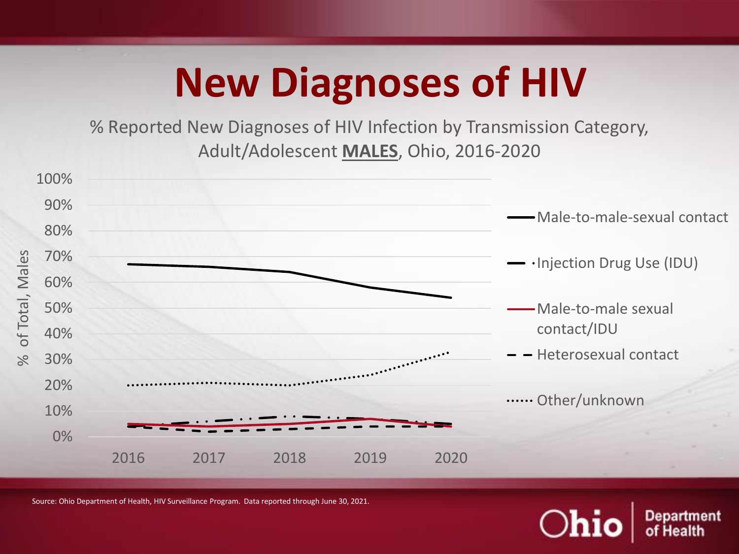# New Diagnoses of HIV

% Reported New Diagnoses of HIV Infection by Transmission Category, Adult/Adolescent **MALES**, Ohio, 2016-2020

% of Total, Males

100%
90%
80%
70%
60%
50%
40%
30%
20%
10%
0%

2016 2017 2018 2019 2020

- Male-to-male-sexual contact
- Injection Drug Use (IDU)
- Male-to-male sexual contact/IDU
- Heterosexual contact
- Other/unknown

Source: Ohio Department of Health, HIV Surveillance Program. Data reported through June 30, 2021.

Ohio | Department of Health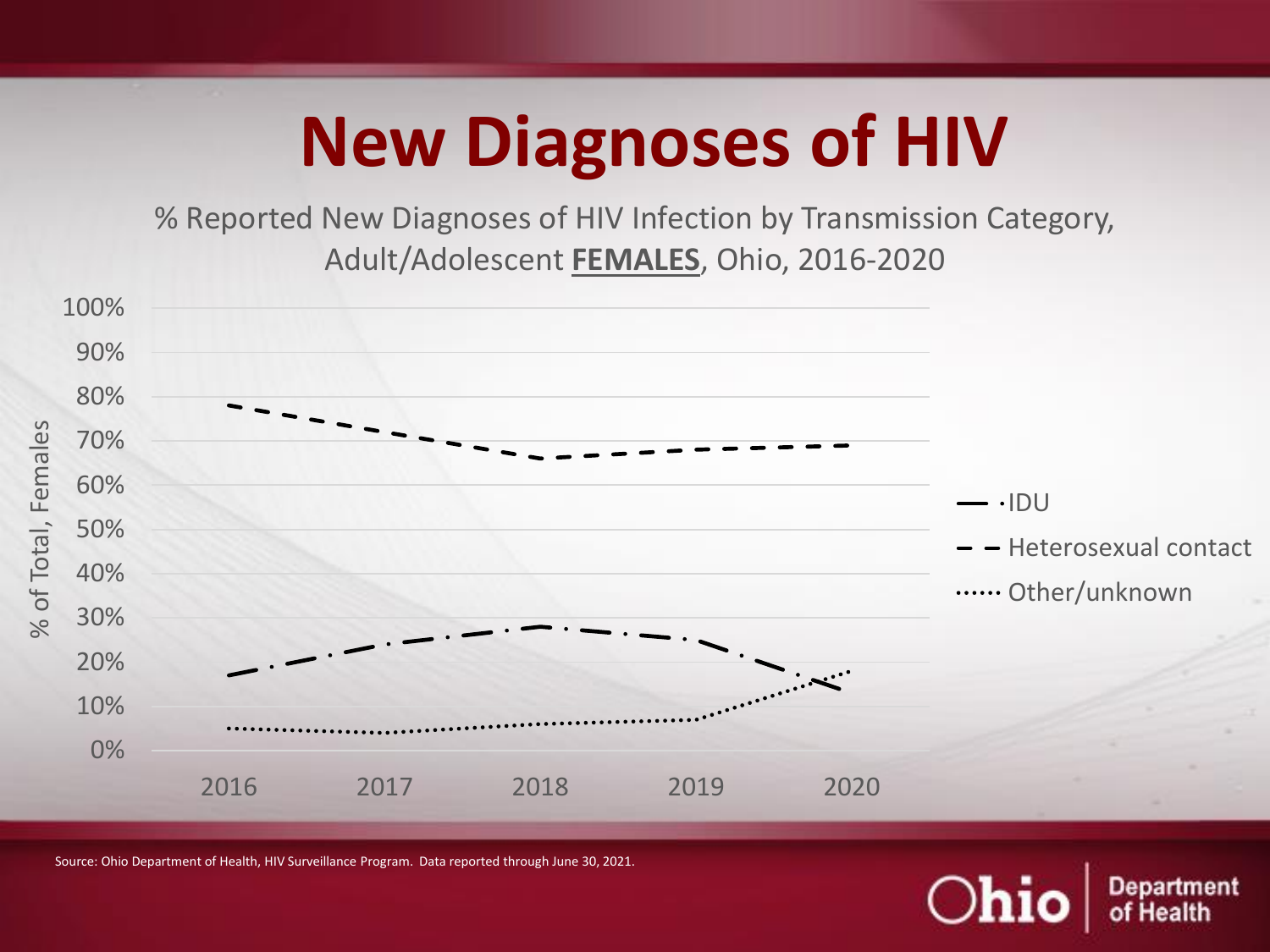# New Diagnoses of HIV

% Reported New Diagnoses of HIV Infection by Transmission Category, Adult/Adolescent **FEMALES**, Ohio, 2016-2020

% of Total, Females

100%
90%
80%
70%
60%
50%
40%
30%
20%
10%
0%

2016 2017 2018 2019 2020

- IDU
- Heterosexual contact
- Other/unknown

Source: Ohio Department of Health, HIV Surveillance Program. Data reported through June 30, 2021.

Ohio Department of Health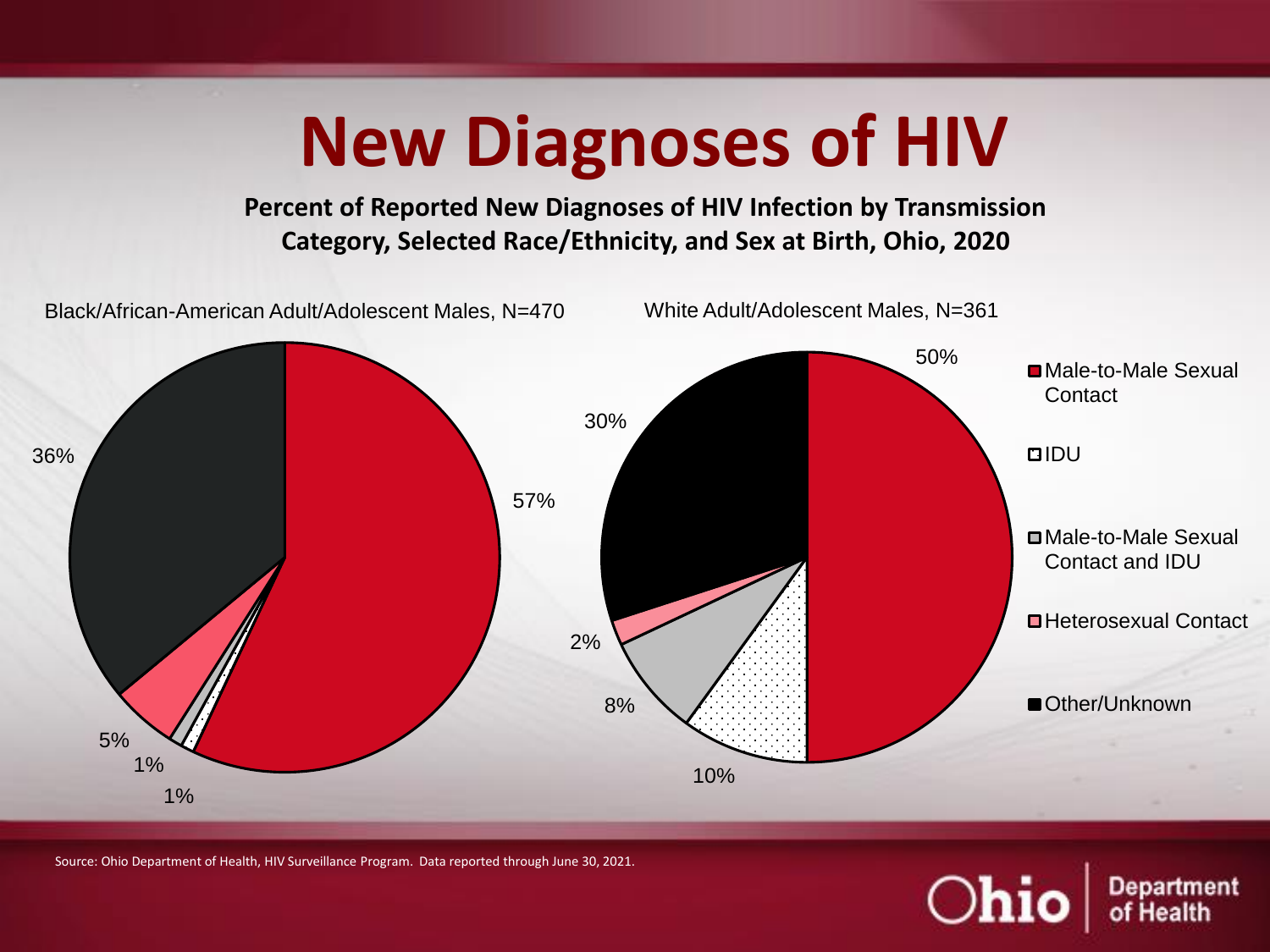# New Diagnoses of HIV

**Percent of Reported New Diagnoses of HIV Infection by Transmission Category, Selected Race/Ethnicity, and Sex at Birth, Ohio, 2020**

Black/African-American Adult/Adolescent Males, N=470

White Adult/Adolescent Males, N=361

| Transmission Category | Black/African-American Adult/Adolescent Males, N=470 | White Adult/Adolescent Males, N=361 |
|---|---|---|
| Male-to-Male Sexual Contact | 57% | 50% |
| IDU | 1% | 10% |
| Male-to-Male Sexual Contact and IDU | 1% | 8% |
| Heterosexual Contact | 5% | 2% |
| Other/Unknown | 36% | 30% |

Source: Ohio Department of Health, HIV Surveillance Program. Data reported through June 30, 2021.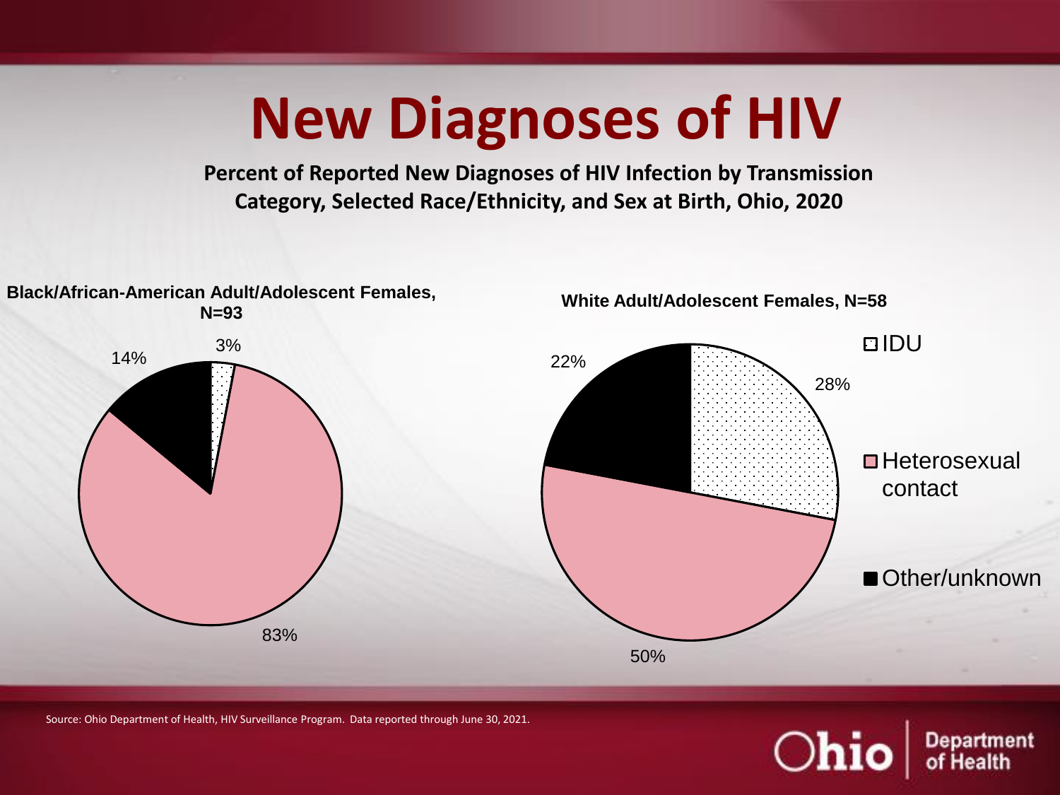# New Diagnoses of HIV

**Percent of Reported New Diagnoses of HIV Infection by Transmission Category, Selected Race/Ethnicity, and Sex at Birth, Ohio, 2020**

**Black/African-American Adult/Adolescent Females, N=93**

| Transmission Category | Percent |
| --- | --- |
| IDU | 3% |
| Heterosexual contact | 83% |
| Other/unknown | 14% |

**White Adult/Adolescent Females, N=58**

| Transmission Category | Percent |
| --- | --- |
| IDU | 28% |
| Heterosexual contact | 50% |
| Other/unknown | 22% |

Source: Ohio Department of Health, HIV Surveillance Program. Data reported through June 30, 2021.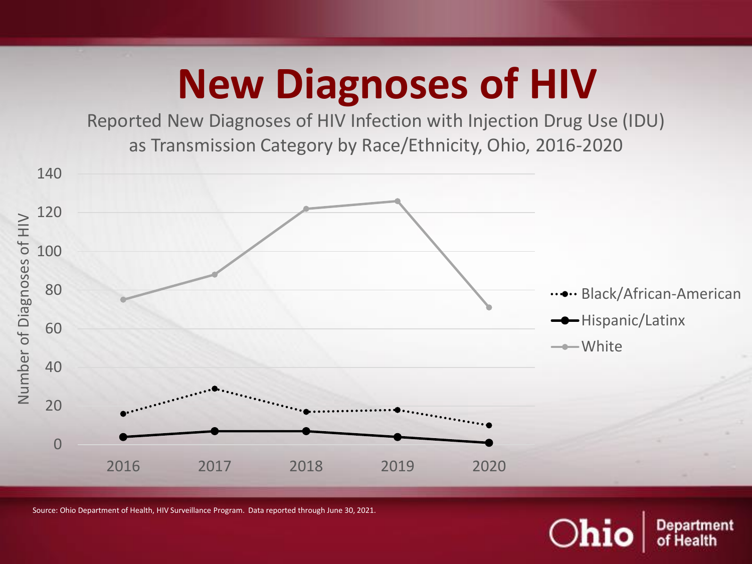# New Diagnoses of HIV

Reported New Diagnoses of HIV Infection with Injection Drug Use (IDU) as Transmission Category by Race/Ethnicity, Ohio, 2016-2020

Number of Diagnoses of HIV

140
120
100
80
60
40
20
0

2016 2017 2018 2019 2020

- Black/African-American
- Hispanic/Latinx
- White

Source: Ohio Department of Health, HIV Surveillance Program. Data reported through June 30, 2021.

Ohio Department of Health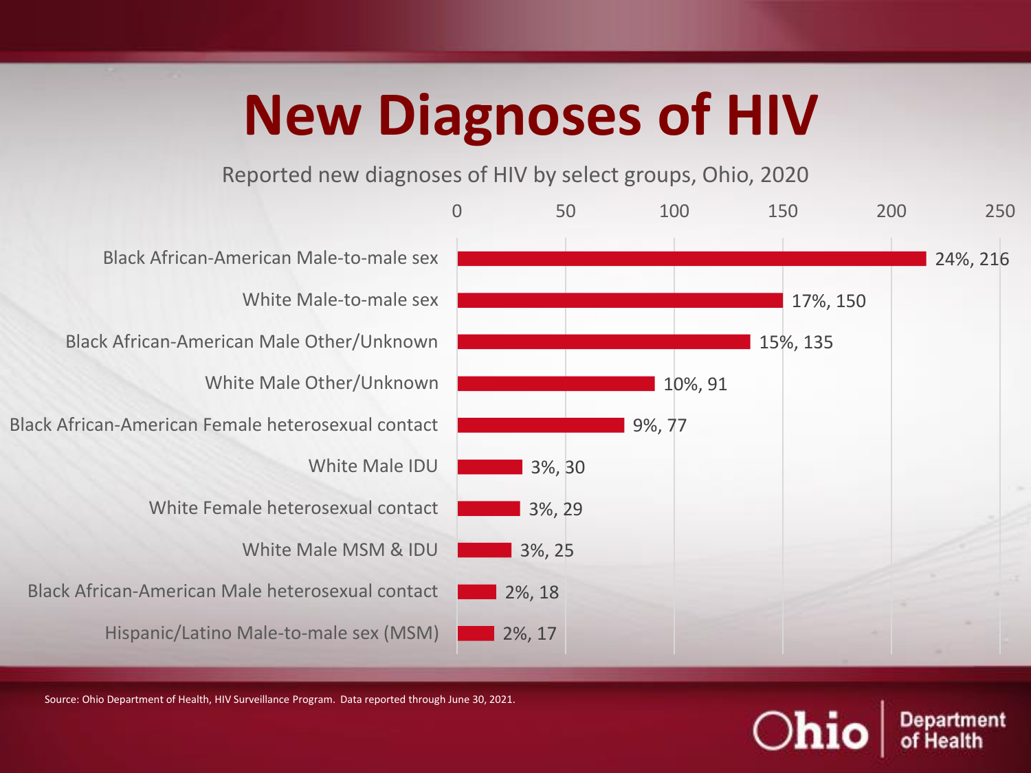# New Diagnoses of HIV

Reported new diagnoses of HIV by select groups, Ohio, 2020

| Group | Percent, Count |
| --- | --- |
| Black African-American Male-to-male sex | 24%, 216 |
| White Male-to-male sex | 17%, 150 |
| Black African-American Male Other/Unknown | 15%, 135 |
| White Male Other/Unknown | 10%, 91 |
| Black African-American Female heterosexual contact | 9%, 77 |
| White Male IDU | 3%, 30 |
| White Female heterosexual contact | 3%, 29 |
| White Male MSM & IDU | 3%, 25 |
| Black African-American Male heterosexual contact | 2%, 18 |
| Hispanic/Latino Male-to-male sex (MSM) | 2%, 17 |

Source: Ohio Department of Health, HIV Surveillance Program. Data reported through June 30, 2021.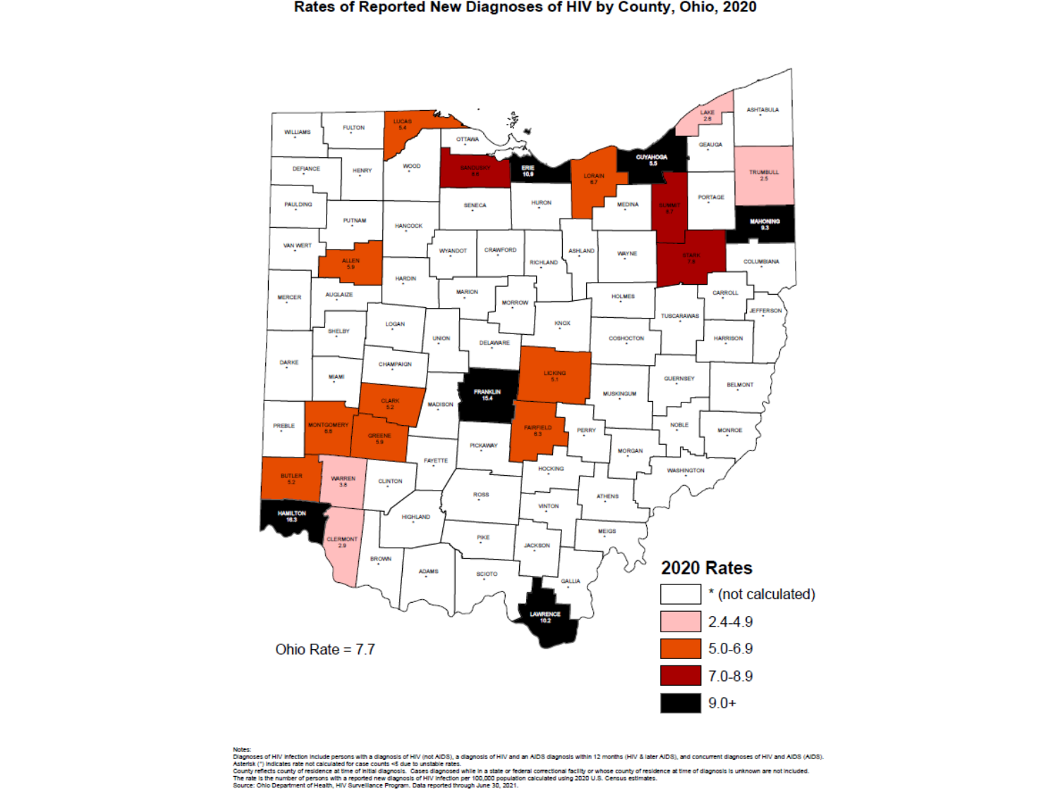# Rates of Reported New Diagnoses of HIV by County, Ohio, 2020

Ohio Rate = 7.7

**2020 Rates**

- * (not calculated)
- 2.4-4.9
- 5.0-6.9
- 7.0-8.9
- 9.0+

| County | Rate |
|---|---|
| Lucas | 5.4 |
| Sandusky | 8.6 |
| Erie | 10.9 |
| Lorain | 6.7 |
| Cuyahoga | 8.5 |
| Lake | 2.8 |
| Trumbull | 2.5 |
| Summit | 8.7 |
| Mahoning | 9.3 |
| Stark | 7.8 |
| Allen | 5.9 |
| Licking | 5.1 |
| Franklin | 15.4 |
| Clark | 5.2 |
| Montgomery | 6.8 |
| Greene | 5.9 |
| Fairfield | 6.3 |
| Butler | 5.2 |
| Warren | 3.8 |
| Hamilton | 16.3 |
| Clermont | 2.9 |
| Lawrence | 10.2 |

Notes:
Diagnoses of HIV infection include persons with a diagnosis of HIV (not AIDS), a diagnosis of HIV and an AIDS diagnosis within 12 months (HIV & later AIDS), and concurrent diagnoses of HIV and AIDS (AIDS).
Asterisk (*) indicates rate not calculated for case counts <5 due to unstable rates.
County reflects county of residence at time of initial diagnosis. Cases diagnosed while in a state or federal correctional facility or whose county of residence at time of diagnosis is unknown are not included.
The rate is the number of persons with a reported new diagnosis of HIV infection per 100,000 population calculated using 2020 U.S. Census estimates.
Source: Ohio Department of Health, HIV Surveillance Program. Data reported through June 30, 2021.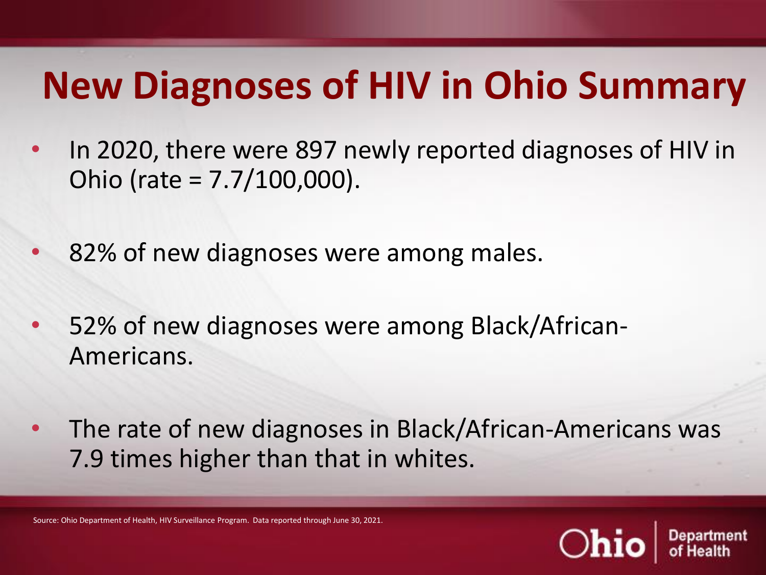# New Diagnoses of HIV in Ohio Summary

- In 2020, there were 897 newly reported diagnoses of HIV in Ohio (rate = 7.7/100,000).
- 82% of new diagnoses were among males.
- 52% of new diagnoses were among Black/African-Americans.
- The rate of new diagnoses in Black/African-Americans was 7.9 times higher than that in whites.

Source: Ohio Department of Health, HIV Surveillance Program. Data reported through June 30, 2021.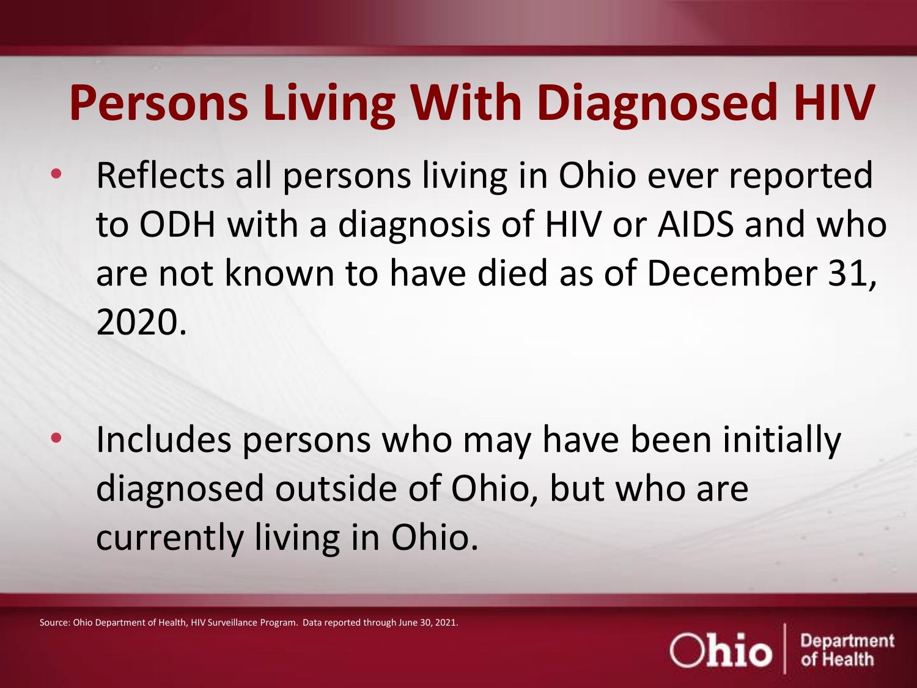# Persons Living With Diagnosed HIV

- Reflects all persons living in Ohio ever reported to ODH with a diagnosis of HIV or AIDS and who are not known to have died as of December 31, 2020.
- Includes persons who may have been initially diagnosed outside of Ohio, but who are currently living in Ohio.

Source: Ohio Department of Health, HIV Surveillance Program. Data reported through June 30, 2021.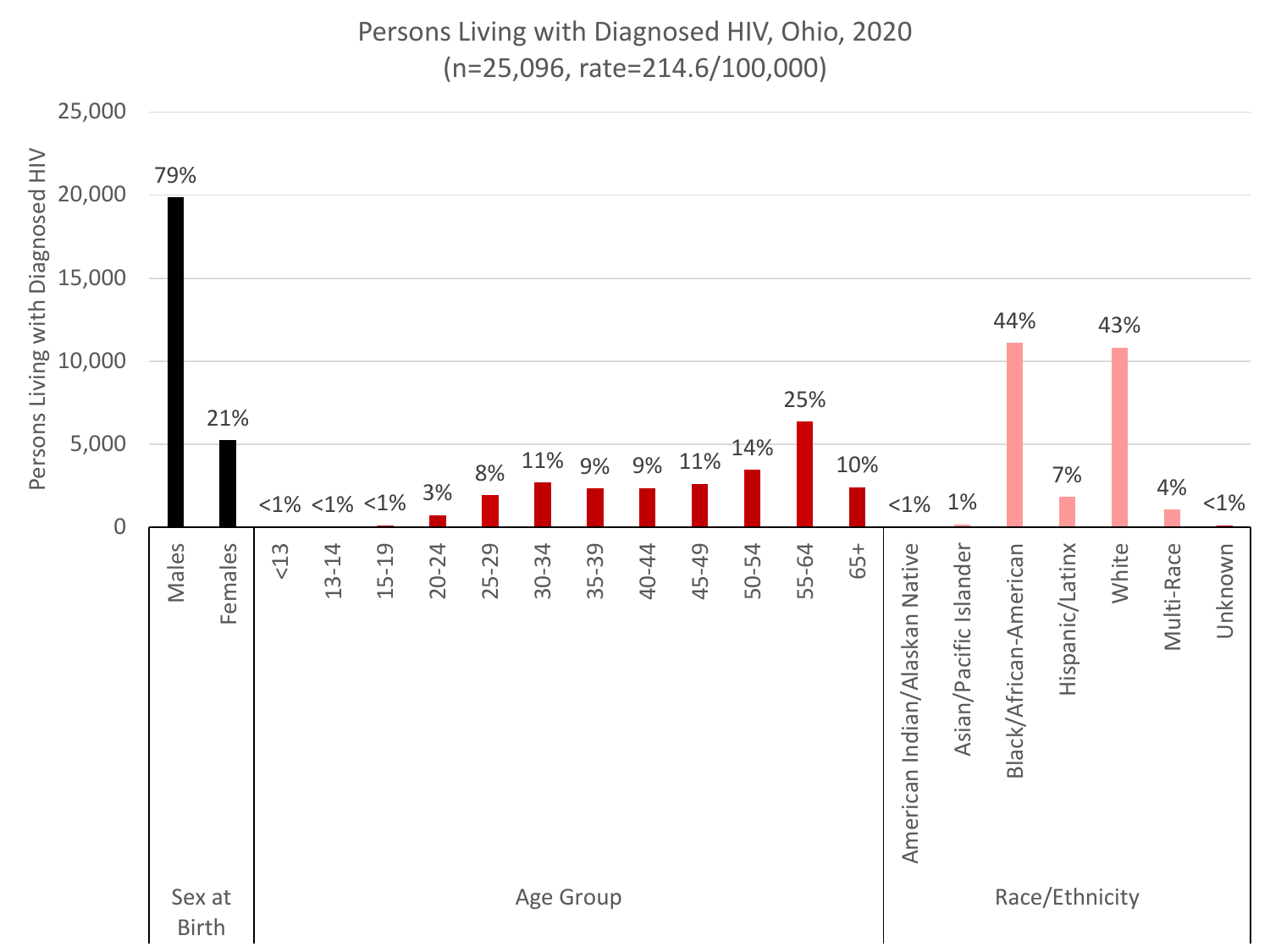# Persons Living with Diagnosed HIV, Ohio, 2020
(n=25,096, rate=214.6/100,000)

| Category | Group | Percent |
|---|---|---|
| Sex at Birth | Males | 79% |
| | Females | 21% |
| Age Group | <13 | <1% |
| | 13-14 | <1% |
| | 15-19 | <1% |
| | 20-24 | 3% |
| | 25-29 | 8% |
| | 30-34 | 11% |
| | 35-39 | 9% |
| | 40-44 | 9% |
| | 45-49 | 11% |
| | 50-54 | 14% |
| | 55-64 | 25% |
| | 65+ | 10% |
| Race/Ethnicity | American Indian/Alaskan Native | <1% |
| | Asian/Pacific Islander | 1% |
| | Black/African-American | 44% |
| | Hispanic/Latinx | 7% |
| | White | 43% |
| | Multi-Race | 4% |
| | Unknown | <1% |

Y-axis: Persons Living with Diagnosed HIV (0 – 25,000)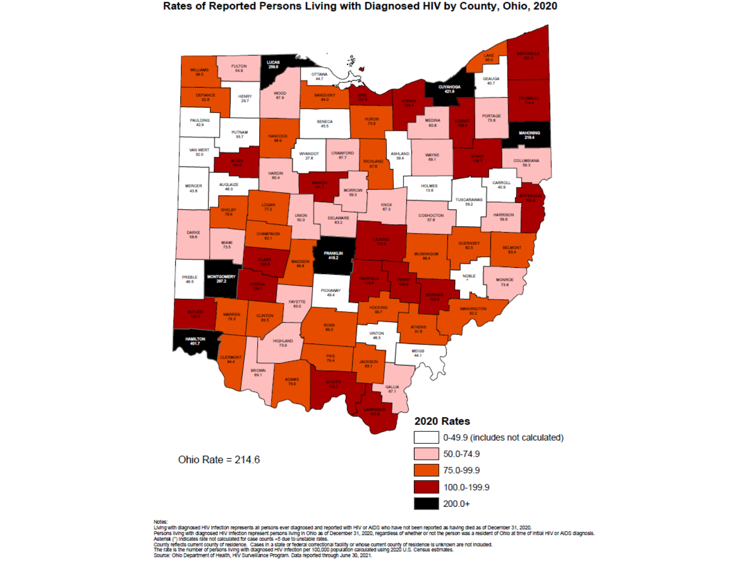# Rates of Reported Persons Living with Diagnosed HIV by County, Ohio, 2020

**2020 Rates**

- 0-49.9 (includes not calculated)
- 50.0-74.9
- 75.0-99.9
- 100.0-199.9
- 200.0+

Ohio Rate = 214.6

Notes:
Living with diagnosed HIV infection represents all persons ever diagnosed and reported with HIV or AIDS who have not been reported as having died as of December 31, 2020.
Persons living with diagnosed HIV infection represent persons living in Ohio as of December 31, 2020, regardless of whether or not the person was a resident of Ohio at time of initial HIV or AIDS diagnosis.
Asterisk (*) indicates rate not calculated for case counts <5 due to unstable rates.
County reflects current county of residence. Cases in a state or federal correctional facility or whose current county of residence is unknown are not included.
The rate is the number of persons living with diagnosed HIV infection per 100,000 population calculated using 2020 U.S. Census estimates.
Source: Ohio Department of Health, HIV Surveillance Program. Data reported through June 30, 2021.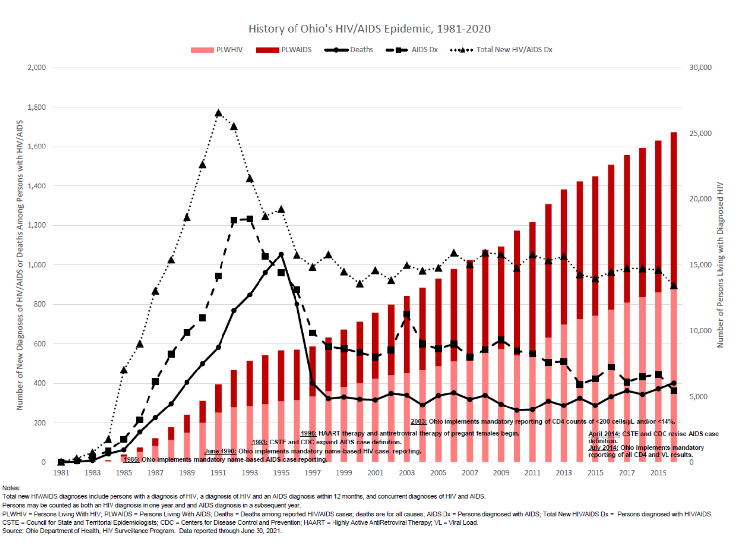## History of Ohio's HIV/AIDS Epidemic, 1981-2020

Legend: PLWHIV | PLWAIDS | Deaths | AIDS Dx | Total New HIV/AIDS Dx

Left axis: Number of New Diagnoses of HIV/AIDS or Deaths Among Persons with HIV/AIDS (0–2,000)

Right axis: Number of Persons Living with Diagnosed HIV (0–30,000)

Annotations:

- 1985: Ohio implements mandatory name-based AIDS case reporting.
- June 1990: Ohio implements mandatory name-based HIV case reporting.
- 1993: CSTE and CDC expand AIDS case definition.
- 1996: HAART therapy and antiretroviral therapy of pregnant females begin.
- 2003: Ohio implements mandatory reporting of CD4 counts of <200 cells/µL and/or <14%.
- April 2014: CSTE and CDC revise AIDS case definition.
- July 2014: Ohio implements mandatory reporting of all CD4 and VL results.

Notes:
Total new HIV/AIDS diagnoses include persons with a diagnosis of HIV, a diagnosis of HIV and an AIDS diagnosis within 12 months, and concurrent diagnoses of HIV and AIDS.
Persons may be counted as both an HIV diagnosis in one year and and AIDS diagnosis in a subsequent year.
PLWHIV = Persons Living With HIV; PLWAIDS = Persons Living With AIDS; Deaths = Deaths among reported HIV/AIDS cases; deaths are for all causes; AIDS Dx = Persons diagnosed with AIDS; Total New HIV/AIDS Dx = Persons diagnosed with HIV/AIDS.
CSTE = Council for State and Territorial Epidemiologists; CDC = Centers for Disease Control and Prevention; HAART = Highly Active AntiRetroviral Therapy; VL = Viral Load.
Source: Ohio Department of Health, HIV Surveillance Program. Data reported through June 30, 2021.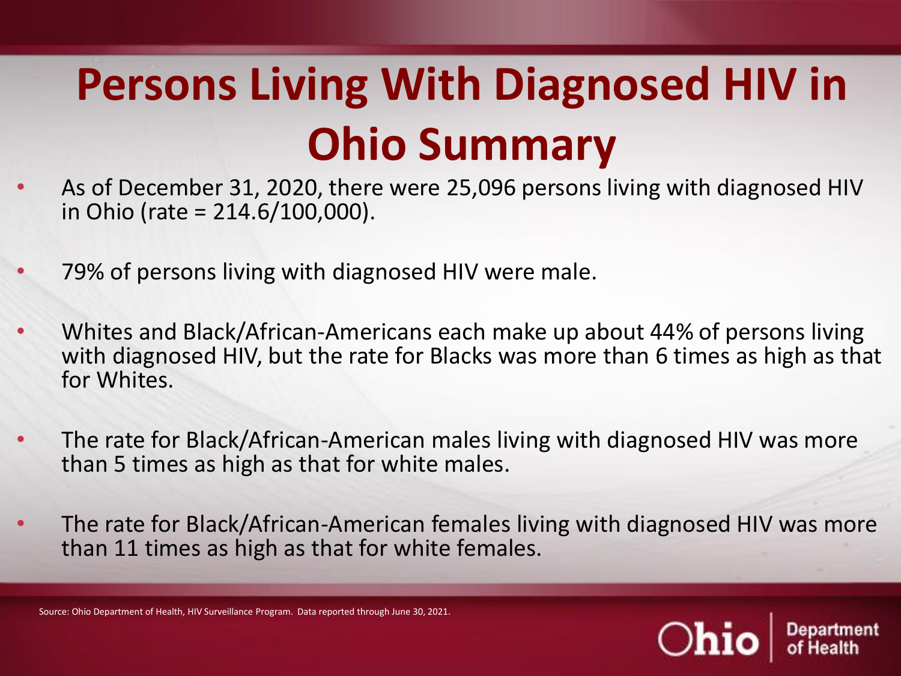# Persons Living With Diagnosed HIV in Ohio Summary

- As of December 31, 2020, there were 25,096 persons living with diagnosed HIV in Ohio (rate = 214.6/100,000).
- 79% of persons living with diagnosed HIV were male.
- Whites and Black/African-Americans each make up about 44% of persons living with diagnosed HIV, but the rate for Blacks was more than 6 times as high as that for Whites.
- The rate for Black/African-American males living with diagnosed HIV was more than 5 times as high as that for white males.
- The rate for Black/African-American females living with diagnosed HIV was more than 11 times as high as that for white females.

Source: Ohio Department of Health, HIV Surveillance Program. Data reported through June 30, 2021.

Ohio | Department of Health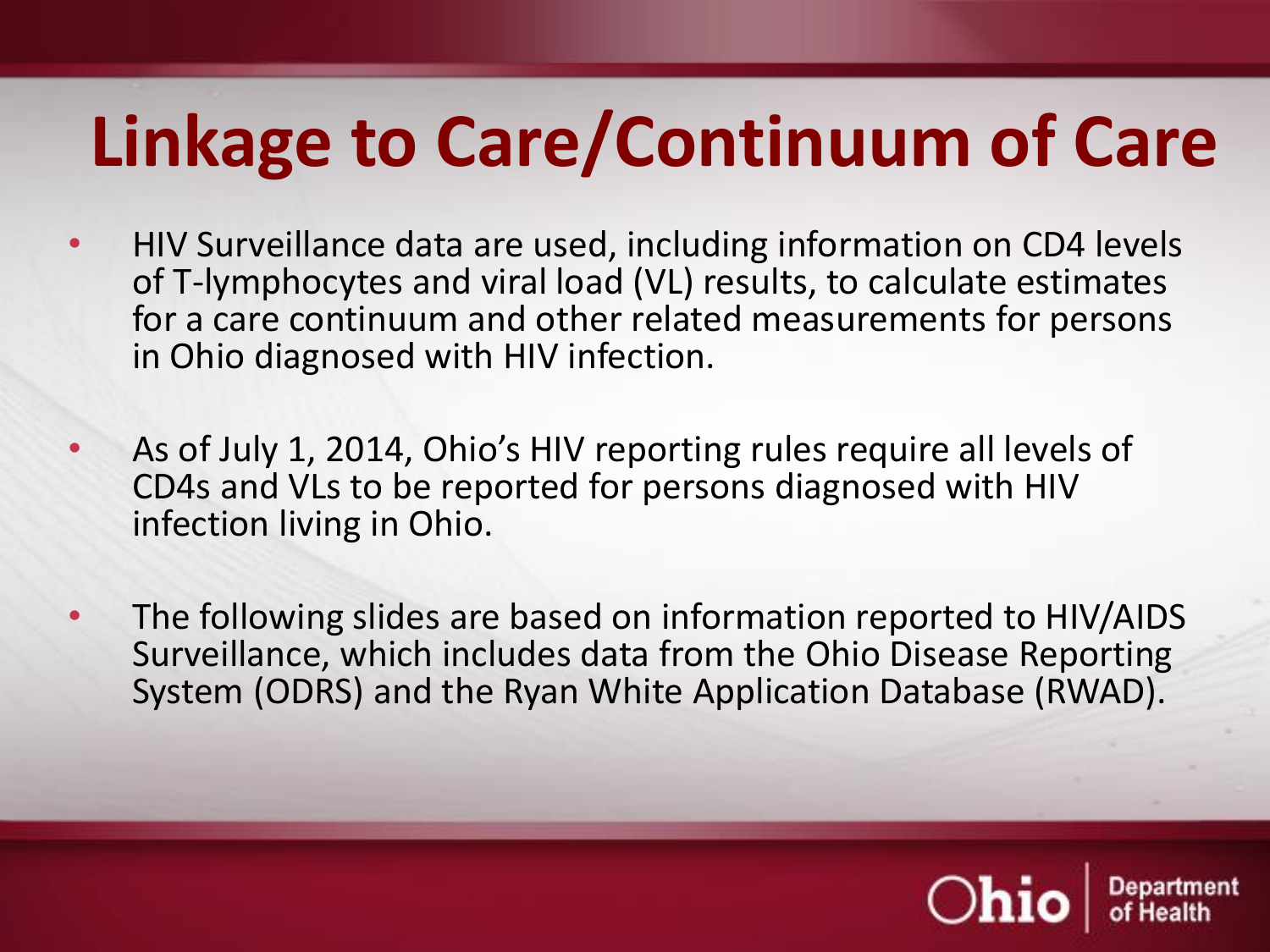# Linkage to Care/Continuum of Care

- HIV Surveillance data are used, including information on CD4 levels of T-lymphocytes and viral load (VL) results, to calculate estimates for a care continuum and other related measurements for persons in Ohio diagnosed with HIV infection.
- As of July 1, 2014, Ohio's HIV reporting rules require all levels of CD4s and VLs to be reported for persons diagnosed with HIV infection living in Ohio.
- The following slides are based on information reported to HIV/AIDS Surveillance, which includes data from the Ohio Disease Reporting System (ODRS) and the Ryan White Application Database (RWAD).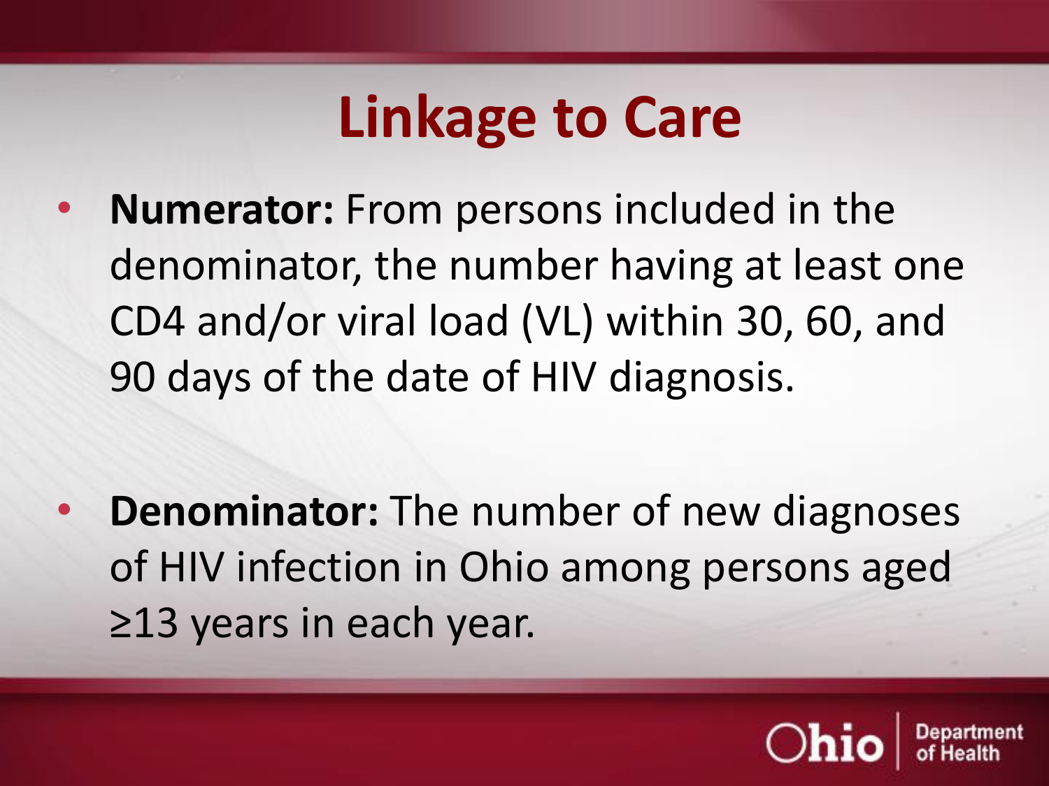# Linkage to Care

- **Numerator:** From persons included in the denominator, the number having at least one CD4 and/or viral load (VL) within 30, 60, and 90 days of the date of HIV diagnosis.

- **Denominator:** The number of new diagnoses of HIV infection in Ohio among persons aged ≥13 years in each year.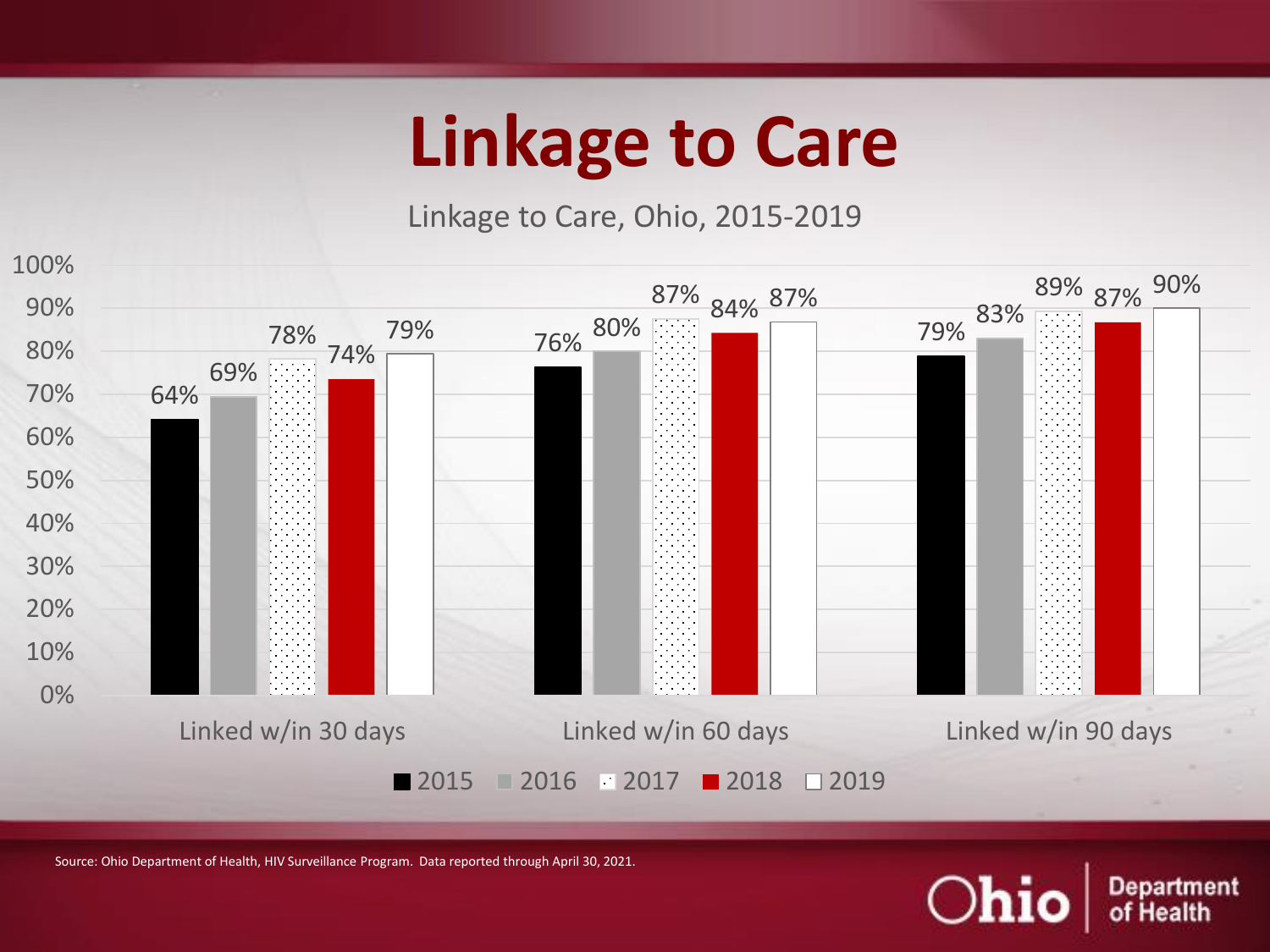# Linkage to Care

Linkage to Care, Ohio, 2015-2019

| | 2015 | 2016 | 2017 | 2018 | 2019 |
|---|---|---|---|---|---|
| Linked w/in 30 days | 64% | 69% | 78% | 74% | 79% |
| Linked w/in 60 days | 76% | 80% | 87% | 84% | 87% |
| Linked w/in 90 days | 79% | 83% | 89% | 87% | 90% |

Source: Ohio Department of Health, HIV Surveillance Program. Data reported through April 30, 2021.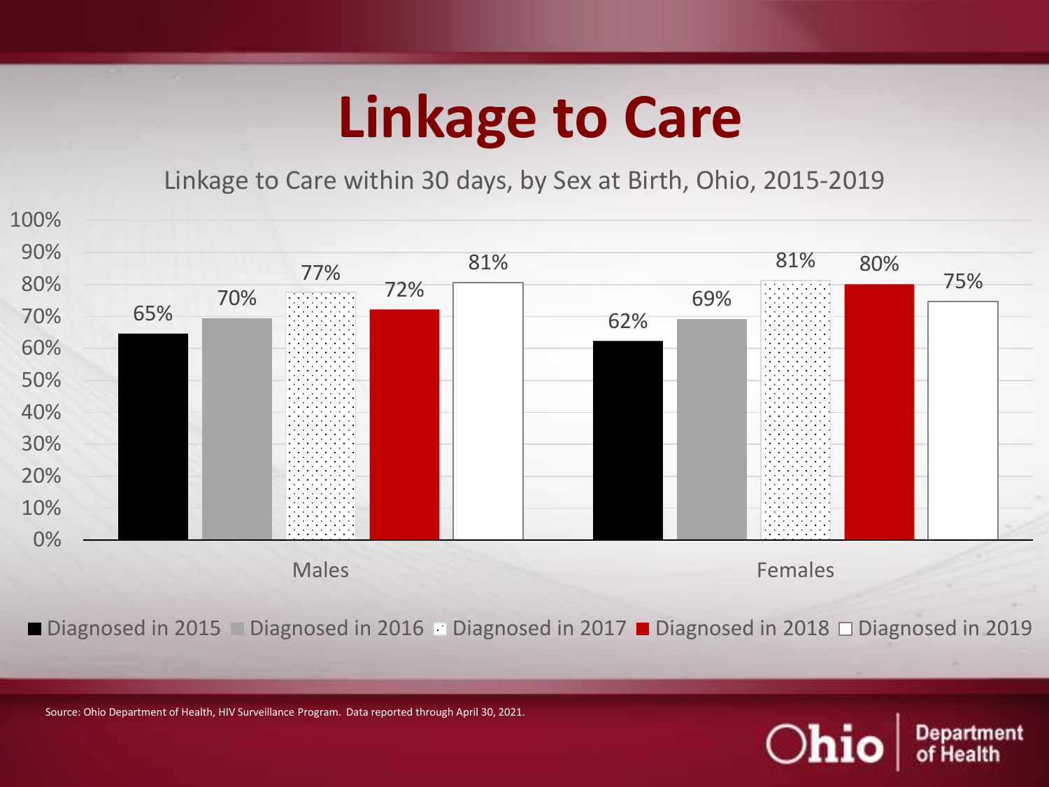# Linkage to Care

Linkage to Care within 30 days, by Sex at Birth, Ohio, 2015-2019

| | Diagnosed in 2015 | Diagnosed in 2016 | Diagnosed in 2017 | Diagnosed in 2018 | Diagnosed in 2019 |
|---|---|---|---|---|---|
| Males | 65% | 70% | 77% | 72% | 81% |
| Females | 62% | 69% | 81% | 80% | 75% |

Source: Ohio Department of Health, HIV Surveillance Program. Data reported through April 30, 2021.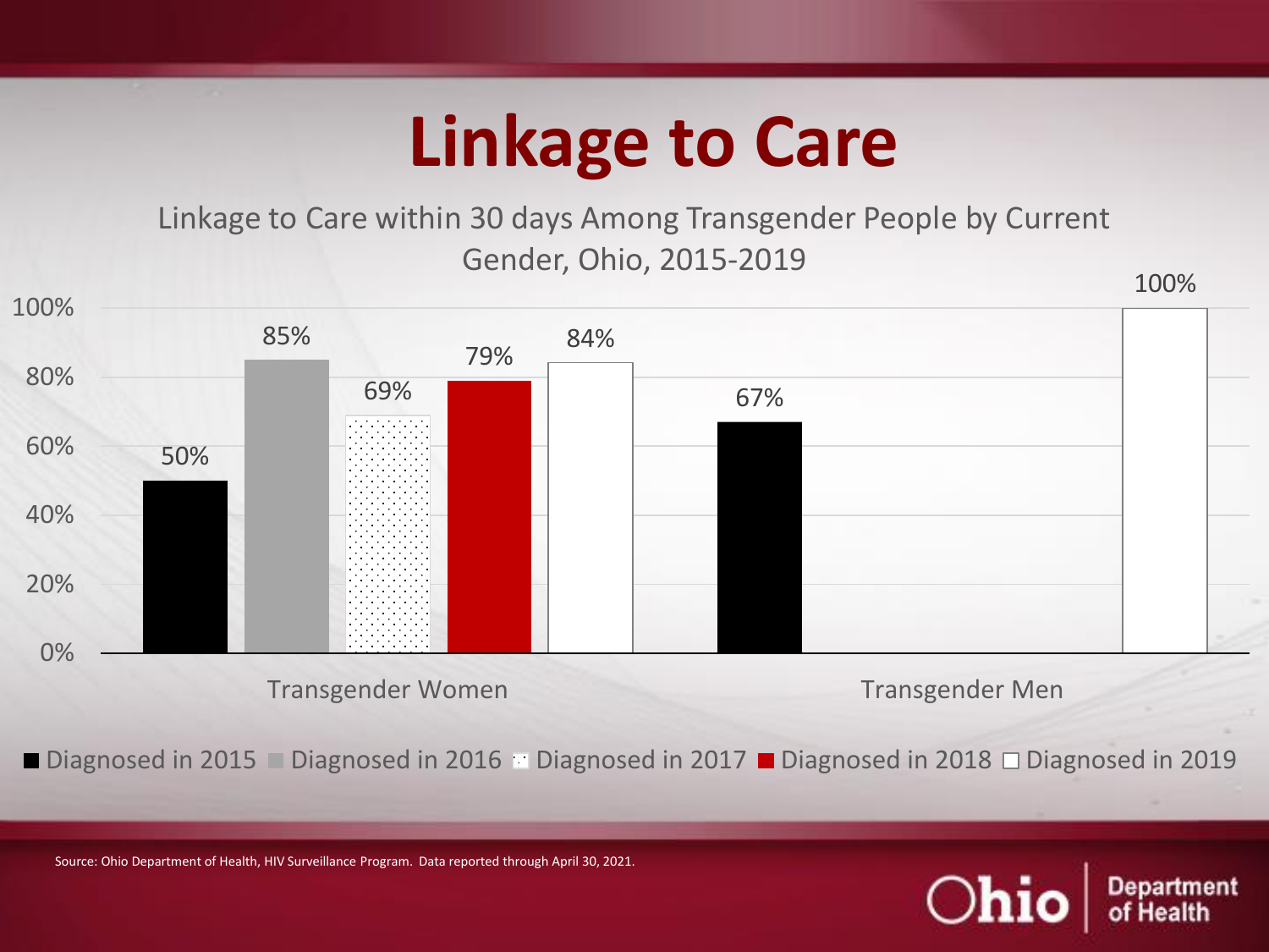# Linkage to Care

Linkage to Care within 30 days Among Transgender People by Current Gender, Ohio, 2015-2019

| | Diagnosed in 2015 | Diagnosed in 2016 | Diagnosed in 2017 | Diagnosed in 2018 | Diagnosed in 2019 |
|---|---|---|---|---|---|
| Transgender Women | 50% | 85% | 69% | 79% | 84% |
| Transgender Men | 67% | | | | 100% |

Source: Ohio Department of Health, HIV Surveillance Program. Data reported through April 30, 2021.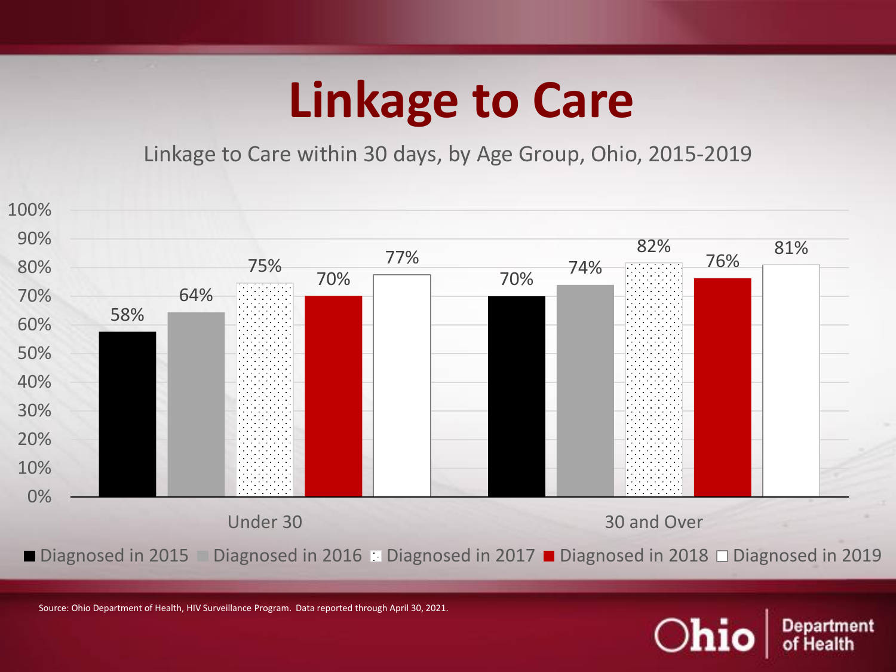# Linkage to Care

Linkage to Care within 30 days, by Age Group, Ohio, 2015-2019

| Age Group | Diagnosed in 2015 | Diagnosed in 2016 | Diagnosed in 2017 | Diagnosed in 2018 | Diagnosed in 2019 |
| --- | --- | --- | --- | --- | --- |
| Under 30 | 58% | 64% | 75% | 70% | 77% |
| 30 and Over | 70% | 74% | 82% | 76% | 81% |

Source: Ohio Department of Health, HIV Surveillance Program. Data reported through April 30, 2021.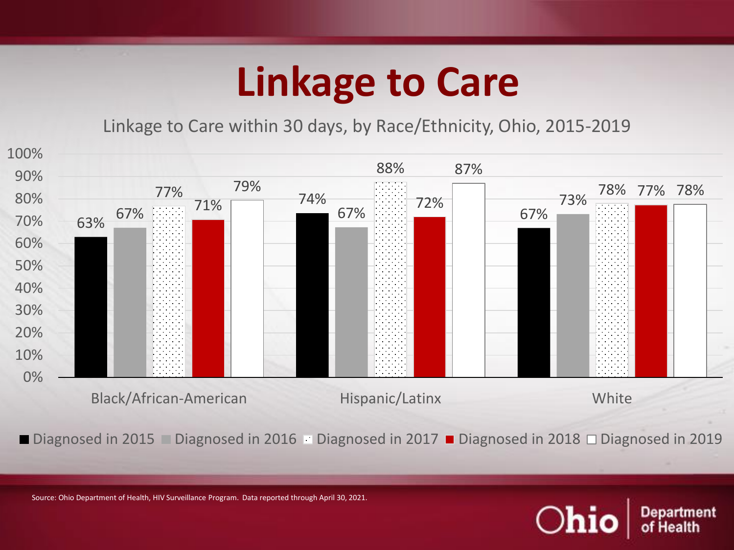# Linkage to Care

Linkage to Care within 30 days, by Race/Ethnicity, Ohio, 2015-2019

| | Diagnosed in 2015 | Diagnosed in 2016 | Diagnosed in 2017 | Diagnosed in 2018 | Diagnosed in 2019 |
|---|---|---|---|---|---|
| Black/African-American | 63% | 67% | 77% | 71% | 79% |
| Hispanic/Latinx | 74% | 67% | 88% | 72% | 87% |
| White | 67% | 73% | 78% | 77% | 78% |

Source: Ohio Department of Health, HIV Surveillance Program. Data reported through April 30, 2021.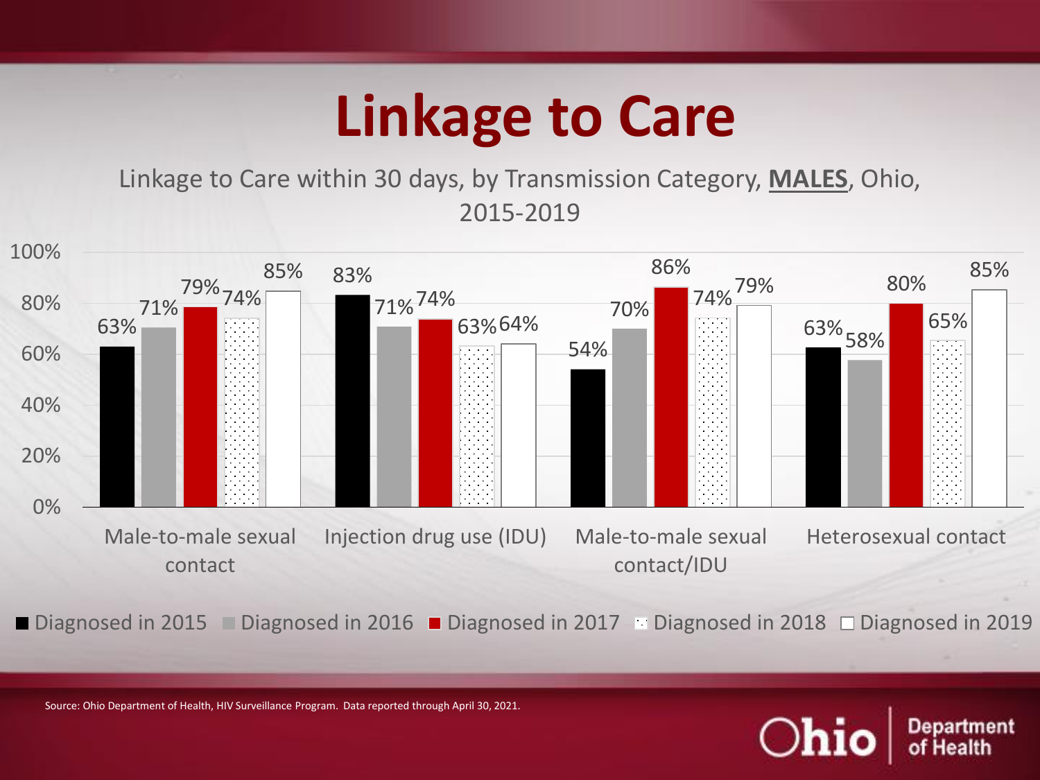# Linkage to Care

Linkage to Care within 30 days, by Transmission Category, **MALES**, Ohio, 2015-2019

| Transmission Category | Diagnosed in 2015 | Diagnosed in 2016 | Diagnosed in 2017 | Diagnosed in 2018 | Diagnosed in 2019 |
|---|---|---|---|---|---|
| Male-to-male sexual contact | 63% | 71% | 79% | 74% | 85% |
| Injection drug use (IDU) | 83% | 71% | 74% | 63% | 64% |
| Male-to-male sexual contact/IDU | 54% | 70% | 86% | 74% | 79% |
| Heterosexual contact | 63% | 58% | 80% | 65% | 85% |

Source: Ohio Department of Health, HIV Surveillance Program. Data reported through April 30, 2021.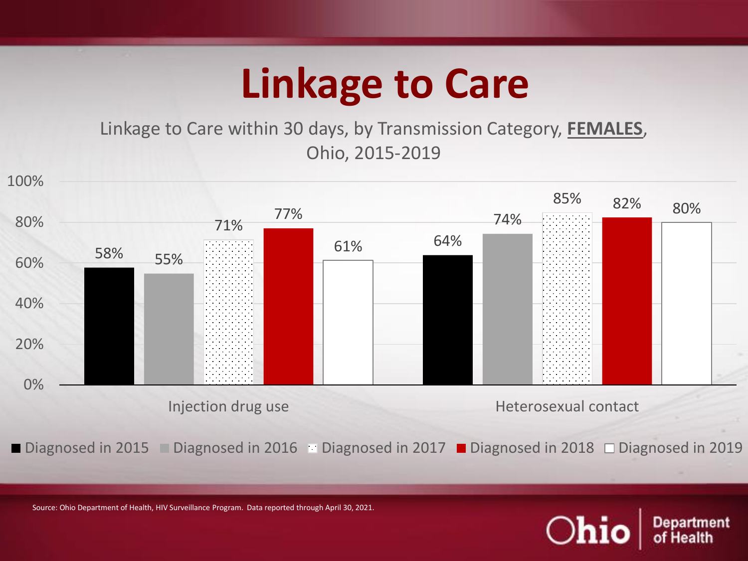# Linkage to Care

Linkage to Care within 30 days, by Transmission Category, **FEMALES**, Ohio, 2015-2019

| Transmission Category | Diagnosed in 2015 | Diagnosed in 2016 | Diagnosed in 2017 | Diagnosed in 2018 | Diagnosed in 2019 |
| --- | --- | --- | --- | --- | --- |
| Injection drug use | 58% | 55% | 71% | 77% | 61% |
| Heterosexual contact | 64% | 74% | 85% | 82% | 80% |

Source: Ohio Department of Health, HIV Surveillance Program. Data reported through April 30, 2021.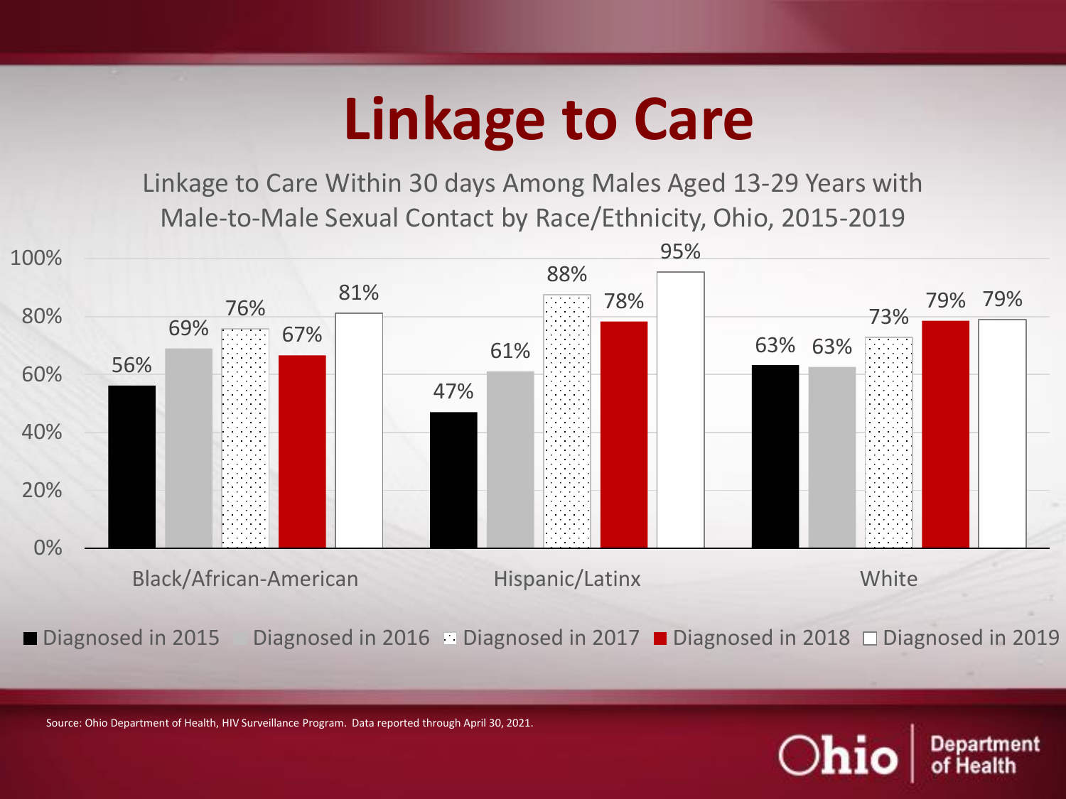# Linkage to Care

Linkage to Care Within 30 days Among Males Aged 13-29 Years with Male-to-Male Sexual Contact by Race/Ethnicity, Ohio, 2015-2019

| Race/Ethnicity | Diagnosed in 2015 | Diagnosed in 2016 | Diagnosed in 2017 | Diagnosed in 2018 | Diagnosed in 2019 |
|---|---|---|---|---|---|
| Black/African-American | 56% | 69% | 76% | 67% | 81% |
| Hispanic/Latinx | 47% | 61% | 88% | 78% | 95% |
| White | 63% | 63% | 73% | 79% | 79% |

Source: Ohio Department of Health, HIV Surveillance Program. Data reported through April 30, 2021.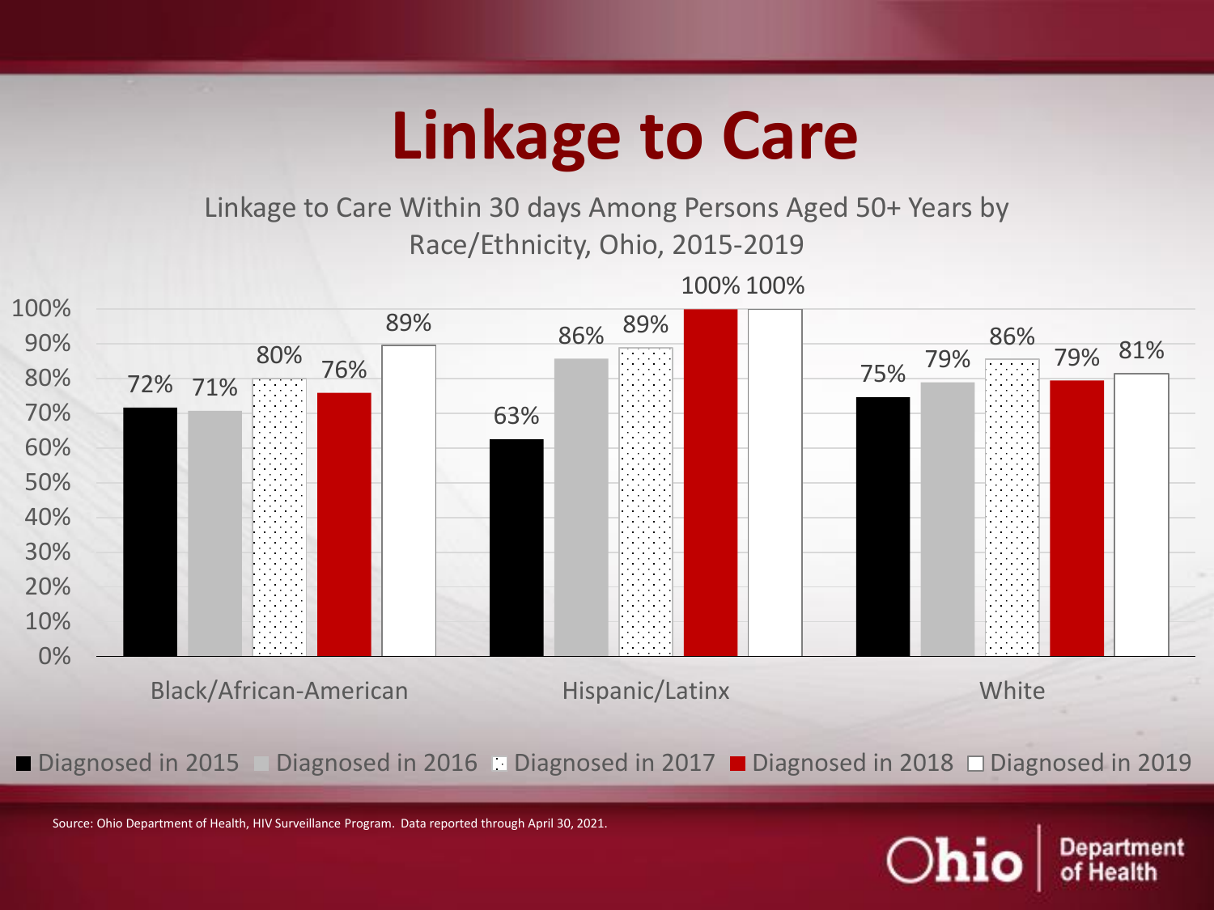# Linkage to Care

Linkage to Care Within 30 days Among Persons Aged 50+ Years by Race/Ethnicity, Ohio, 2015-2019

| Race/Ethnicity | Diagnosed in 2015 | Diagnosed in 2016 | Diagnosed in 2017 | Diagnosed in 2018 | Diagnosed in 2019 |
|---|---|---|---|---|---|
| Black/African-American | 72% | 71% | 80% | 76% | 89% |
| Hispanic/Latinx | 63% | 86% | 89% | 100% | 100% |
| White | 75% | 79% | 86% | 79% | 81% |

Source: Ohio Department of Health, HIV Surveillance Program. Data reported through April 30, 2021.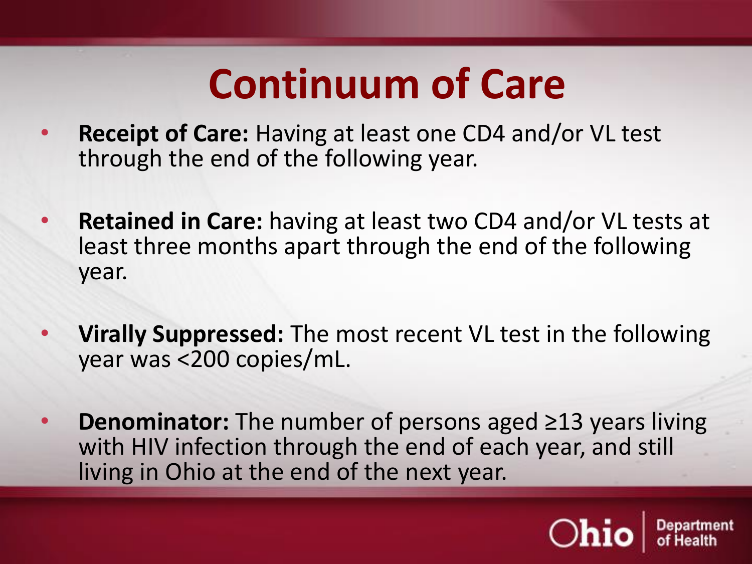# Continuum of Care

- **Receipt of Care:** Having at least one CD4 and/or VL test through the end of the following year.
- **Retained in Care:** having at least two CD4 and/or VL tests at least three months apart through the end of the following year.
- **Virally Suppressed:** The most recent VL test in the following year was <200 copies/mL.
- **Denominator:** The number of persons aged ≥13 years living with HIV infection through the end of each year, and still living in Ohio at the end of the next year.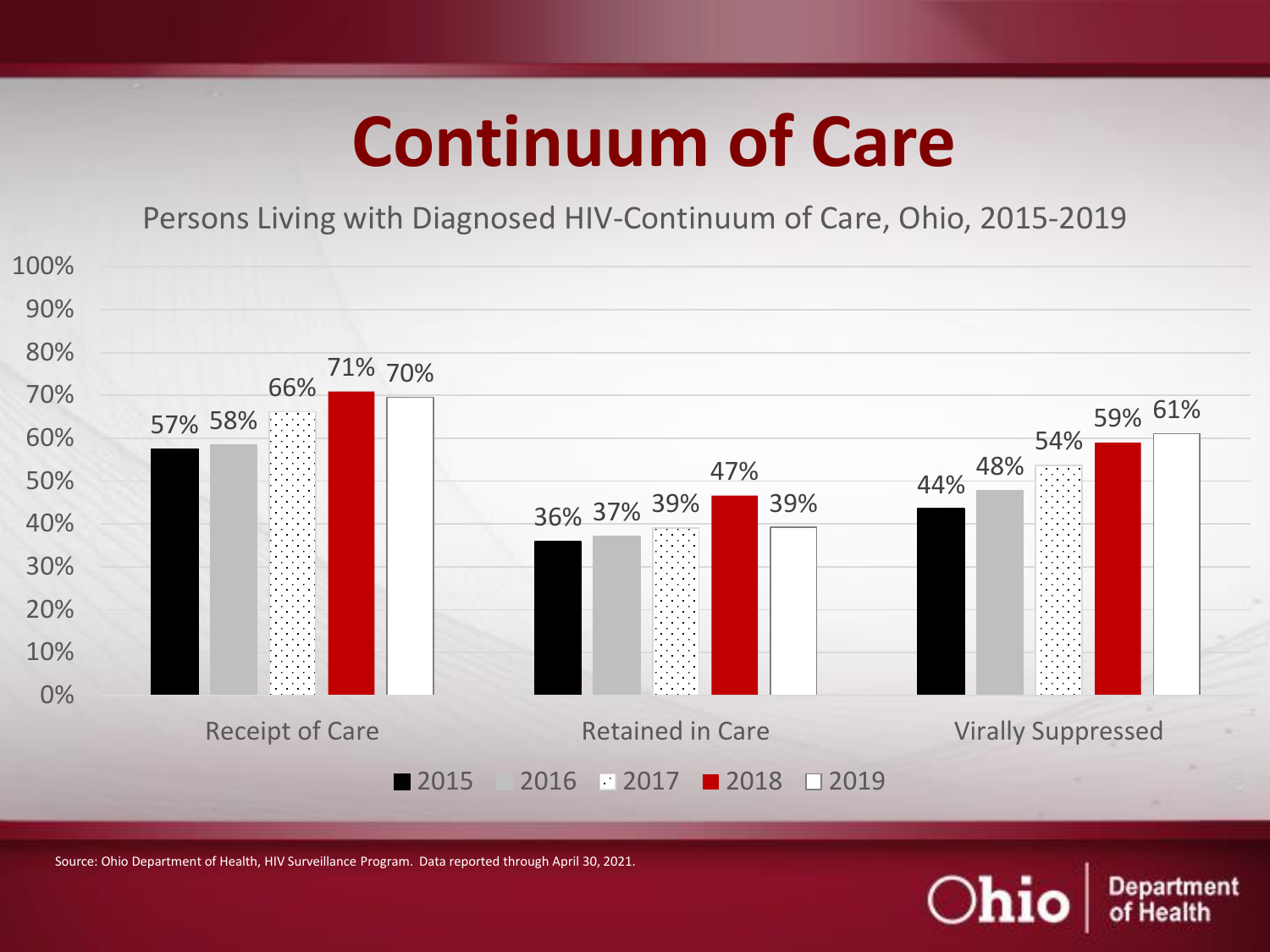# Continuum of Care

Persons Living with Diagnosed HIV-Continuum of Care, Ohio, 2015-2019

| | 2015 | 2016 | 2017 | 2018 | 2019 |
|---|---|---|---|---|---|
| Receipt of Care | 57% | 58% | 66% | 71% | 70% |
| Retained in Care | 36% | 37% | 39% | 47% | 39% |
| Virally Suppressed | 44% | 48% | 54% | 59% | 61% |

Source: Ohio Department of Health, HIV Surveillance Program. Data reported through April 30, 2021.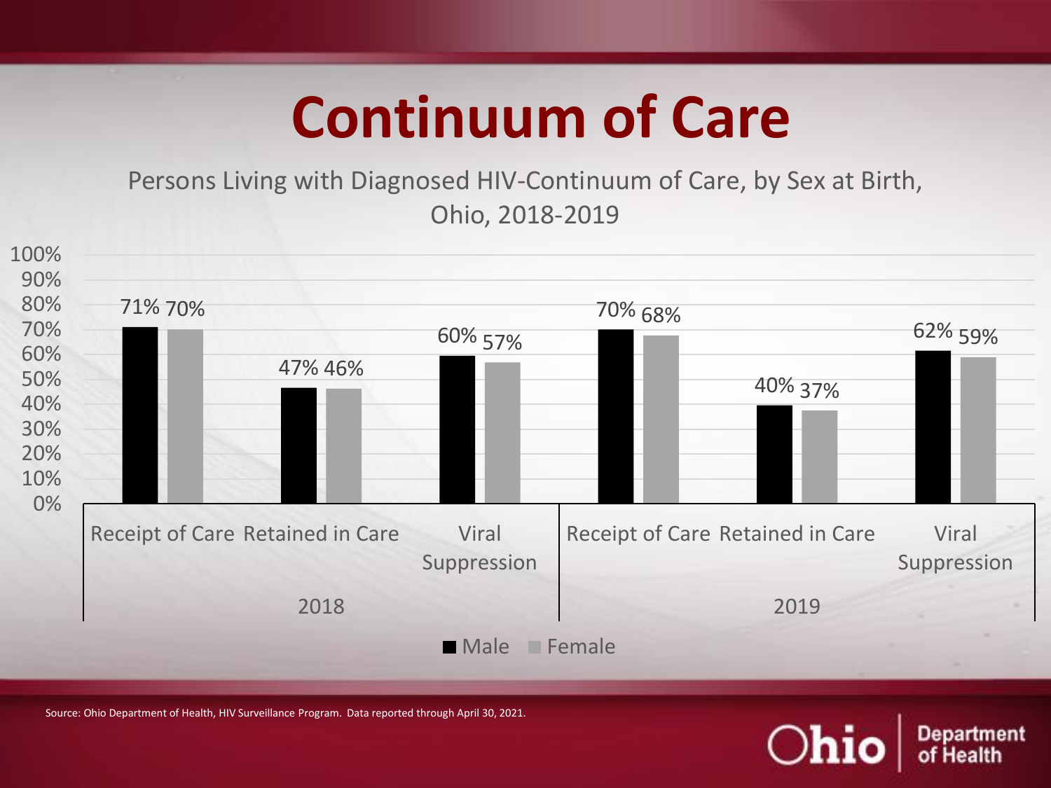# Continuum of Care

Persons Living with Diagnosed HIV-Continuum of Care, by Sex at Birth, Ohio, 2018-2019

| Year | Measure | Male | Female |
| --- | --- | --- | --- |
| 2018 | Receipt of Care | 71% | 70% |
| 2018 | Retained in Care | 47% | 46% |
| 2018 | Viral Suppression | 60% | 57% |
| 2019 | Receipt of Care | 70% | 68% |
| 2019 | Retained in Care | 40% | 37% |
| 2019 | Viral Suppression | 62% | 59% |

Source: Ohio Department of Health, HIV Surveillance Program. Data reported through April 30, 2021.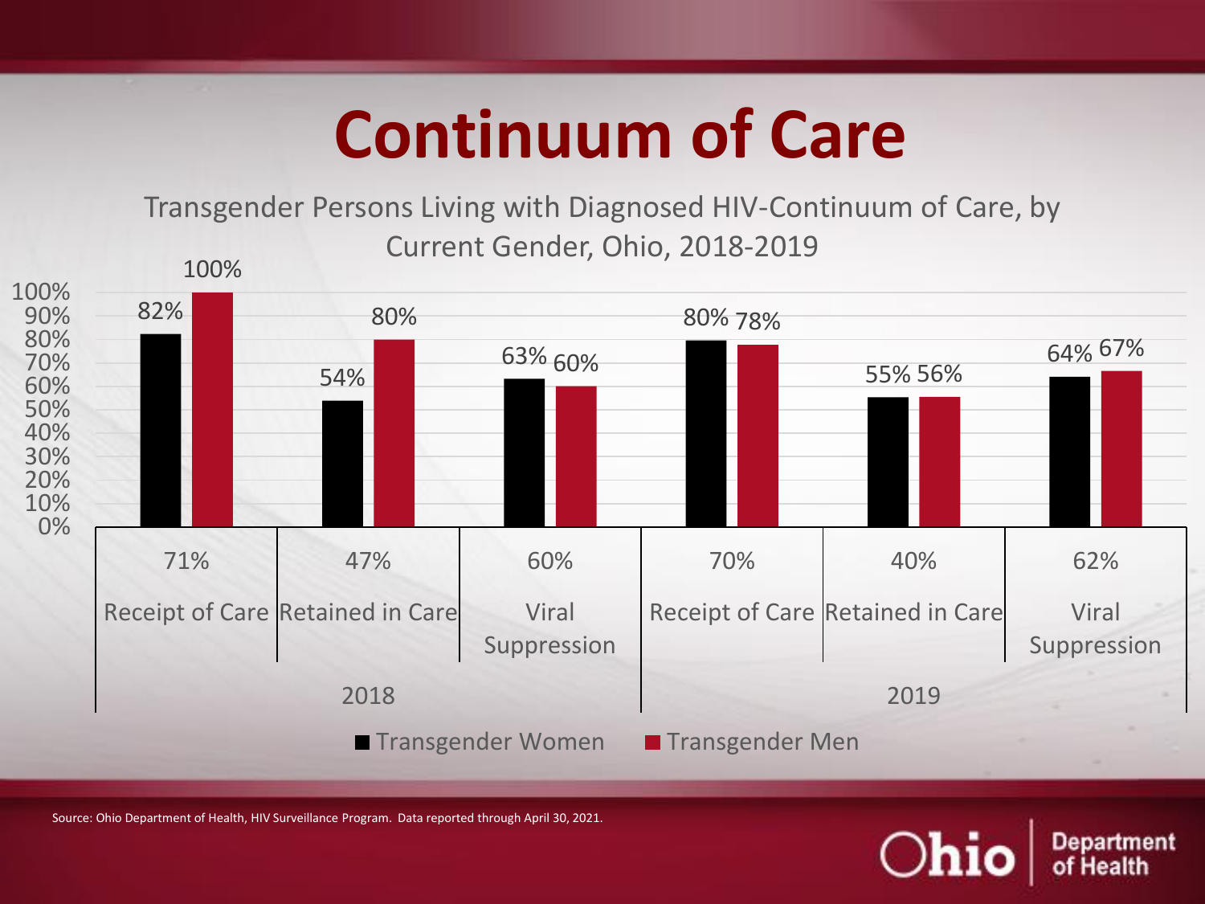# Continuum of Care

Transgender Persons Living with Diagnosed HIV-Continuum of Care, by Current Gender, Ohio, 2018-2019

| Year | Measure | Overall | Transgender Women | Transgender Men |
|---|---|---|---|---|
| 2018 | Receipt of Care | 71% | 82% | 100% |
| 2018 | Retained in Care | 47% | 54% | 80% |
| 2018 | Viral Suppression | 60% | 63% | 60% |
| 2019 | Receipt of Care | 70% | 80% | 78% |
| 2019 | Retained in Care | 40% | 55% | 56% |
| 2019 | Viral Suppression | 62% | 64% | 67% |

Source: Ohio Department of Health, HIV Surveillance Program. Data reported through April 30, 2021.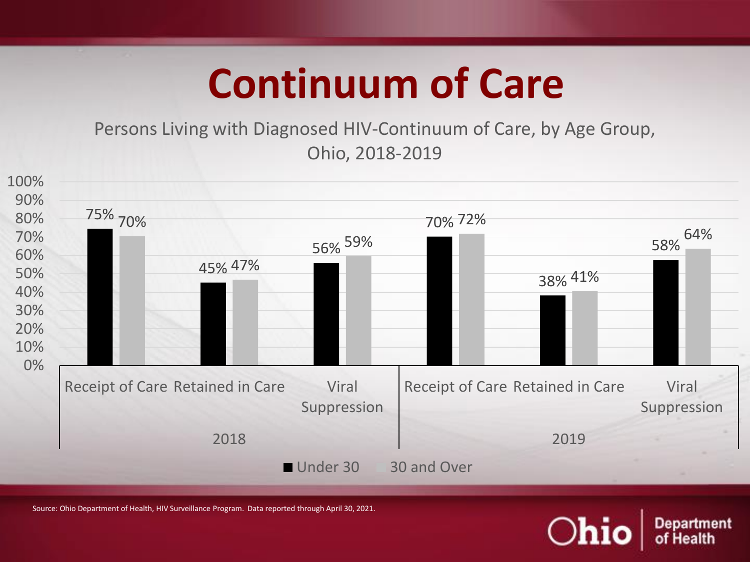# Continuum of Care

Persons Living with Diagnosed HIV-Continuum of Care, by Age Group, Ohio, 2018-2019

| Year | Measure | Under 30 | 30 and Over |
|---|---|---|---|
| 2018 | Receipt of Care | 75% | 70% |
| 2018 | Retained in Care | 45% | 47% |
| 2018 | Viral Suppression | 56% | 59% |
| 2019 | Receipt of Care | 70% | 72% |
| 2019 | Retained in Care | 38% | 41% |
| 2019 | Viral Suppression | 58% | 64% |

Source: Ohio Department of Health, HIV Surveillance Program. Data reported through April 30, 2021.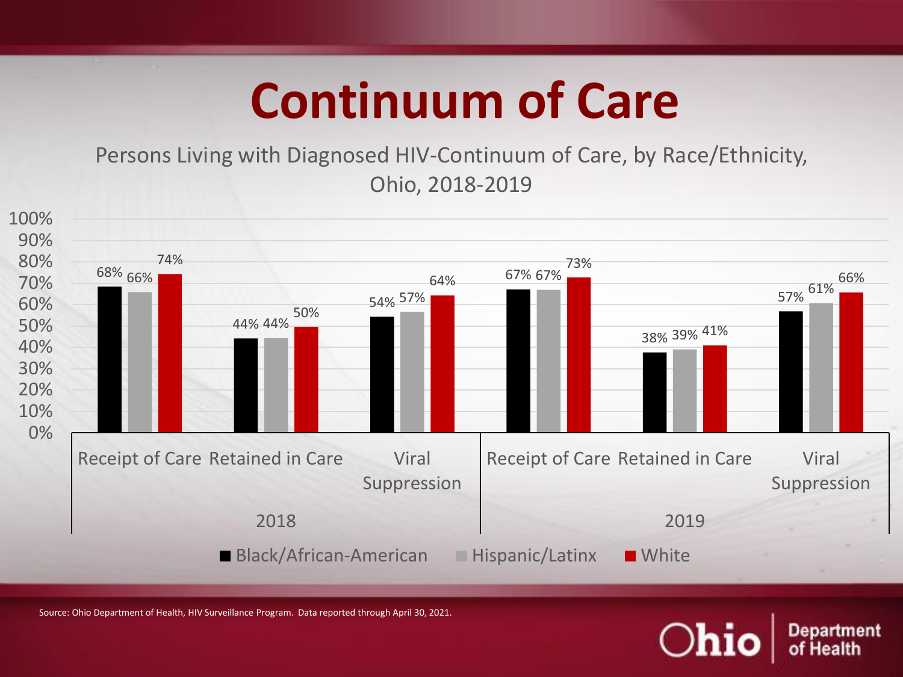# Continuum of Care

Persons Living with Diagnosed HIV-Continuum of Care, by Race/Ethnicity, Ohio, 2018-2019

| Year | Measure | Black/African-American | Hispanic/Latinx | White |
|---|---|---|---|---|
| 2018 | Receipt of Care | 68% | 66% | 74% |
| 2018 | Retained in Care | 44% | 44% | 50% |
| 2018 | Viral Suppression | 54% | 57% | 64% |
| 2019 | Receipt of Care | 67% | 67% | 73% |
| 2019 | Retained in Care | 38% | 39% | 41% |
| 2019 | Viral Suppression | 57% | 61% | 66% |

Source: Ohio Department of Health, HIV Surveillance Program. Data reported through April 30, 2021.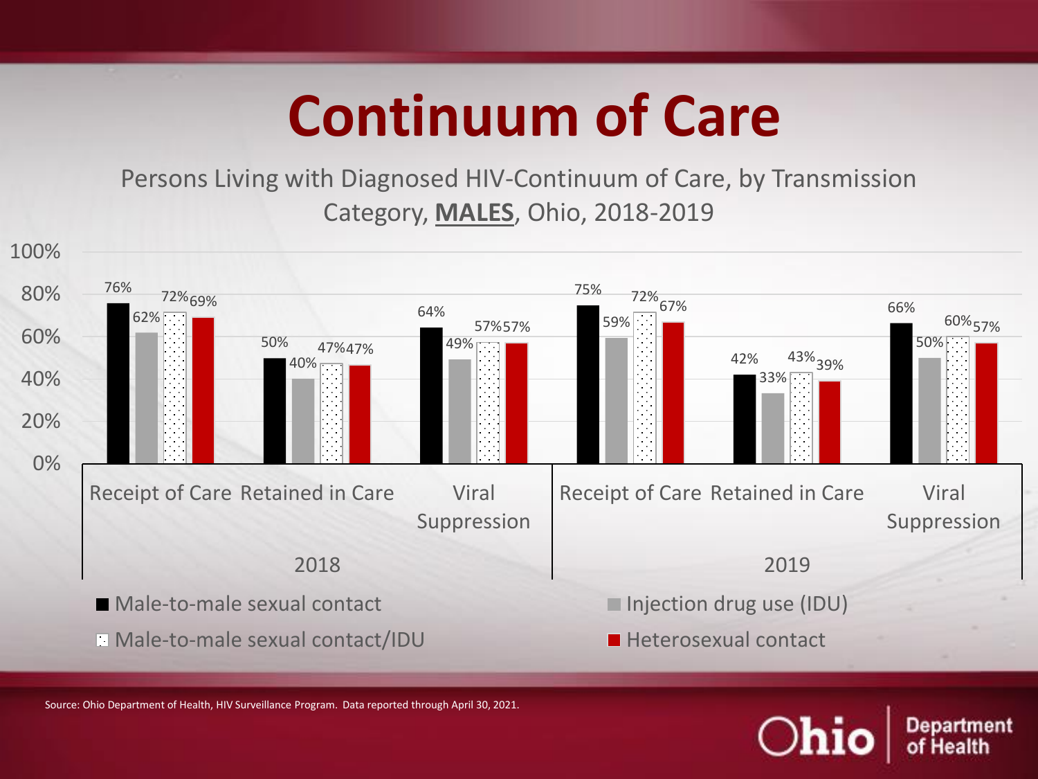# Continuum of Care

Persons Living with Diagnosed HIV-Continuum of Care, by Transmission Category, **MALES**, Ohio, 2018-2019

| Year | Stage | Male-to-male sexual contact | Injection drug use (IDU) | Male-to-male sexual contact/IDU | Heterosexual contact |
|---|---|---|---|---|---|
| 2018 | Receipt of Care | 76% | 62% | 72% | 69% |
| 2018 | Retained in Care | 50% | 40% | 47% | 47% |
| 2018 | Viral Suppression | 64% | 49% | 57% | 57% |
| 2019 | Receipt of Care | 75% | 59% | 72% | 67% |
| 2019 | Retained in Care | 42% | 33% | 43% | 39% |
| 2019 | Viral Suppression | 66% | 50% | 60% | 57% |

Source: Ohio Department of Health, HIV Surveillance Program. Data reported through April 30, 2021.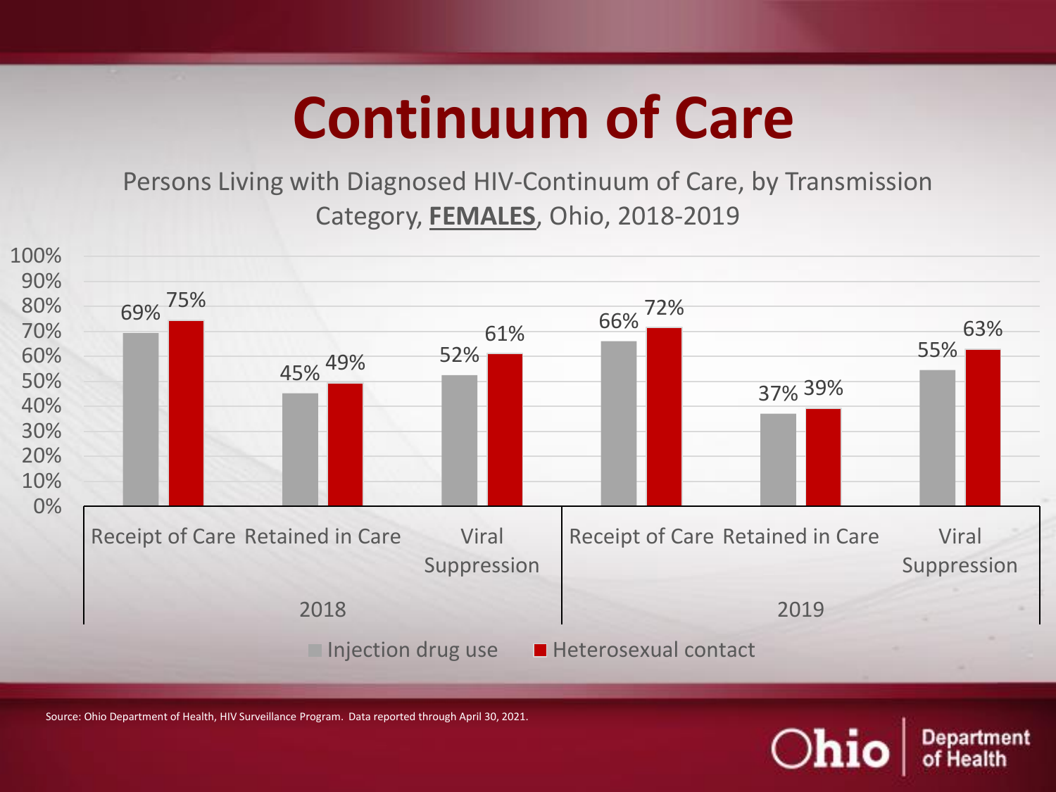# Continuum of Care

Persons Living with Diagnosed HIV-Continuum of Care, by Transmission Category, **FEMALES**, Ohio, 2018-2019

| Year | Stage | Injection drug use | Heterosexual contact |
|---|---|---|---|
| 2018 | Receipt of Care | 69% | 75% |
| 2018 | Retained in Care | 45% | 49% |
| 2018 | Viral Suppression | 52% | 61% |
| 2019 | Receipt of Care | 66% | 72% |
| 2019 | Retained in Care | 37% | 39% |
| 2019 | Viral Suppression | 55% | 63% |

Source: Ohio Department of Health, HIV Surveillance Program. Data reported through April 30, 2021.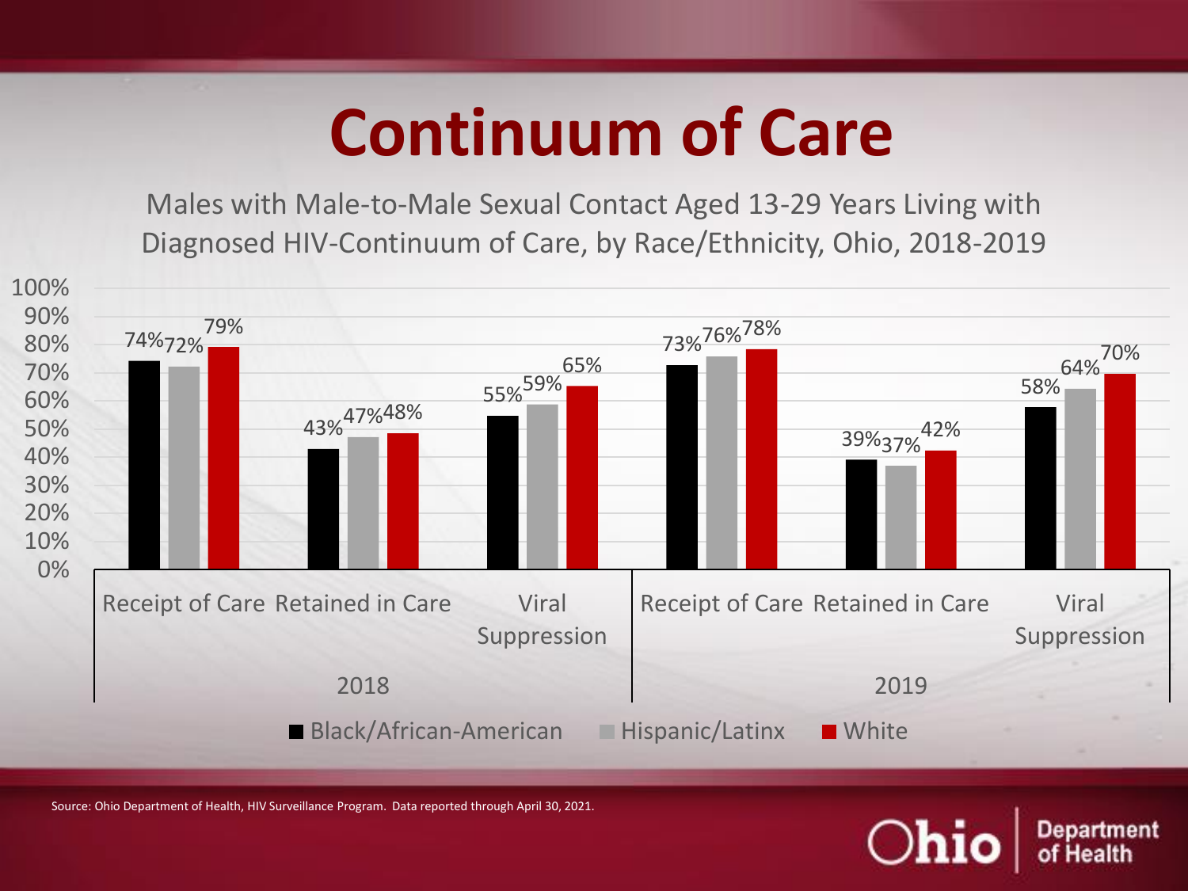# Continuum of Care

Males with Male-to-Male Sexual Contact Aged 13-29 Years Living with Diagnosed HIV-Continuum of Care, by Race/Ethnicity, Ohio, 2018-2019

| Year | Stage | Black/African-American | Hispanic/Latinx | White |
|---|---|---|---|---|
| 2018 | Receipt of Care | 74% | 72% | 79% |
| 2018 | Retained in Care | 43% | 47% | 48% |
| 2018 | Viral Suppression | 55% | 59% | 65% |
| 2019 | Receipt of Care | 73% | 76% | 78% |
| 2019 | Retained in Care | 39% | 37% | 42% |
| 2019 | Viral Suppression | 58% | 64% | 70% |

Source: Ohio Department of Health, HIV Surveillance Program. Data reported through April 30, 2021.

Ohio | Department of Health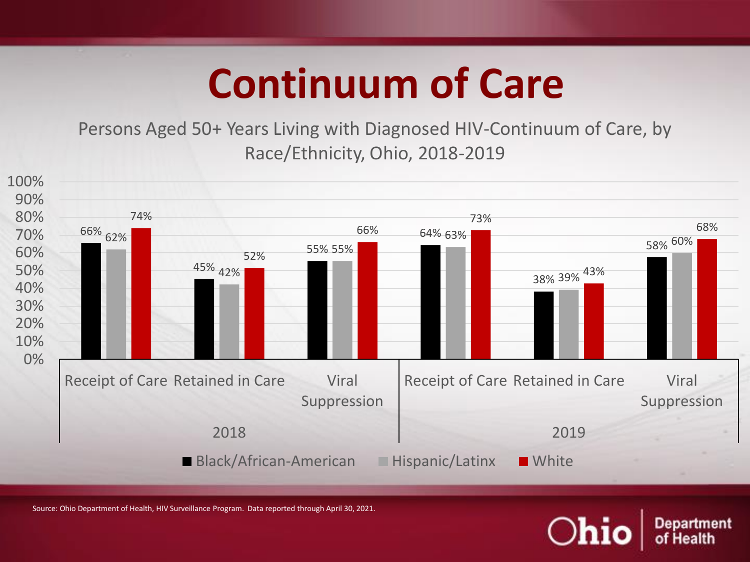# Continuum of Care

Persons Aged 50+ Years Living with Diagnosed HIV-Continuum of Care, by Race/Ethnicity, Ohio, 2018-2019

| Year | Stage | Black/African-American | Hispanic/Latinx | White |
|---|---|---|---|---|
| 2018 | Receipt of Care | 66% | 62% | 74% |
| 2018 | Retained in Care | 45% | 42% | 52% |
| 2018 | Viral Suppression | 55% | 55% | 66% |
| 2019 | Receipt of Care | 64% | 63% | 73% |
| 2019 | Retained in Care | 38% | 39% | 43% |
| 2019 | Viral Suppression | 58% | 60% | 68% |

Source: Ohio Department of Health, HIV Surveillance Program. Data reported through April 30, 2021.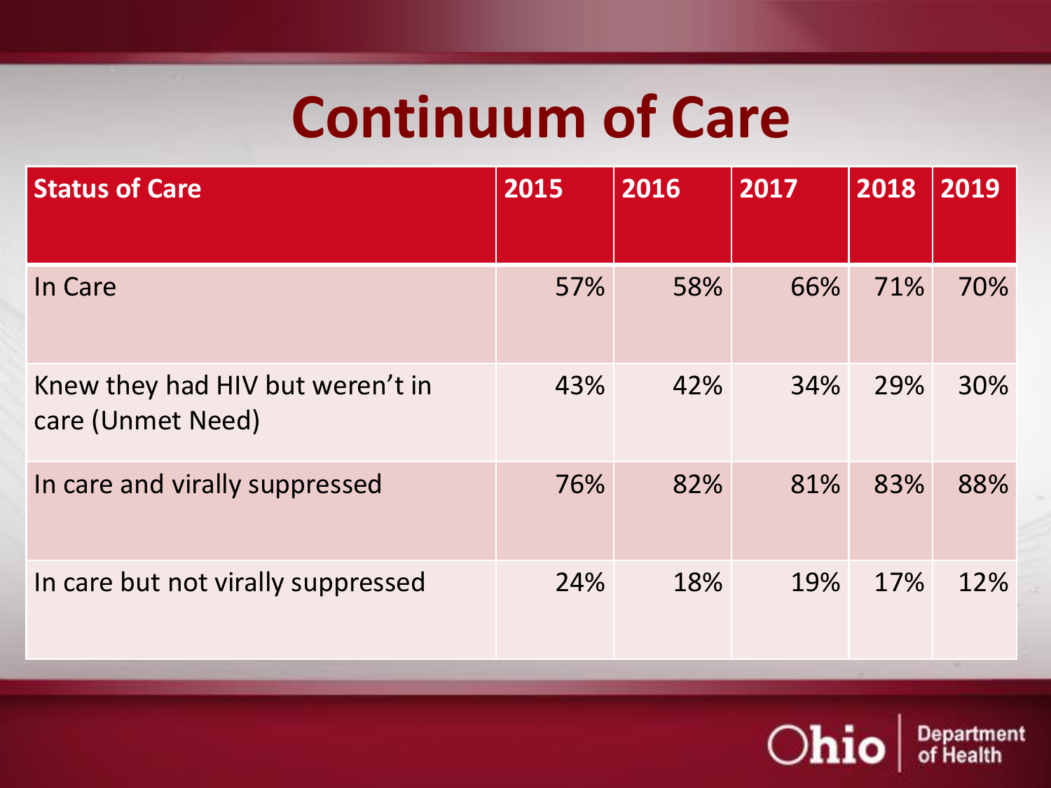# Continuum of Care

| Status of Care | 2015 | 2016 | 2017 | 2018 | 2019 |
|---|---|---|---|---|---|
| In Care | 57% | 58% | 66% | 71% | 70% |
| Knew they had HIV but weren't in care (Unmet Need) | 43% | 42% | 34% | 29% | 30% |
| In care and virally suppressed | 76% | 82% | 81% | 83% | 88% |
| In care but not virally suppressed | 24% | 18% | 19% | 17% | 12% |

Ohio Department of Health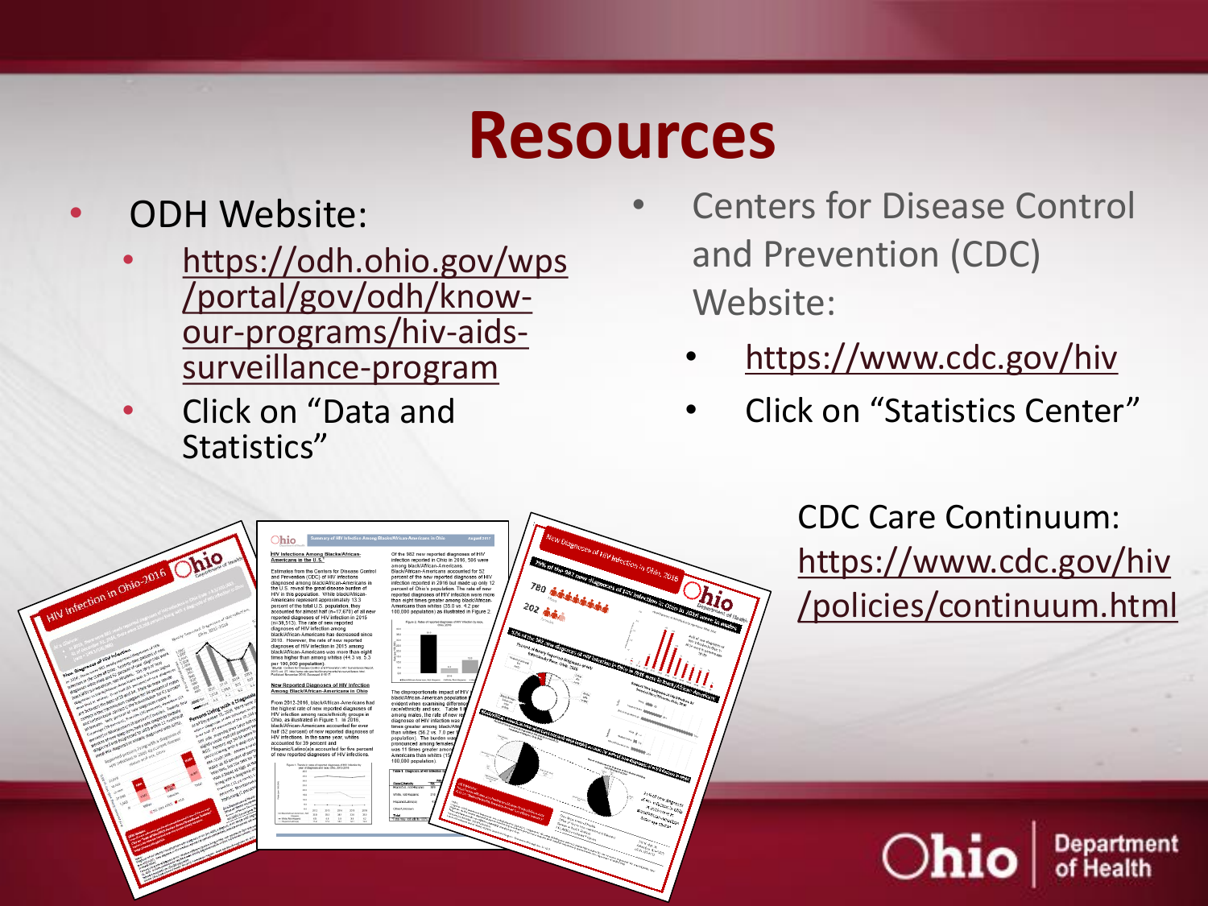# Resources

- ODH Website:
  - https://odh.ohio.gov/wps/portal/gov/odh/know-our-programs/hiv-aids-surveillance-program
  - Click on "Data and Statistics"

- Centers for Disease Control and Prevention (CDC) Website:
  - https://www.cdc.gov/hiv
  - Click on "Statistics Center"

CDC Care Continuum: https://www.cdc.gov/hiv/policies/continuum.html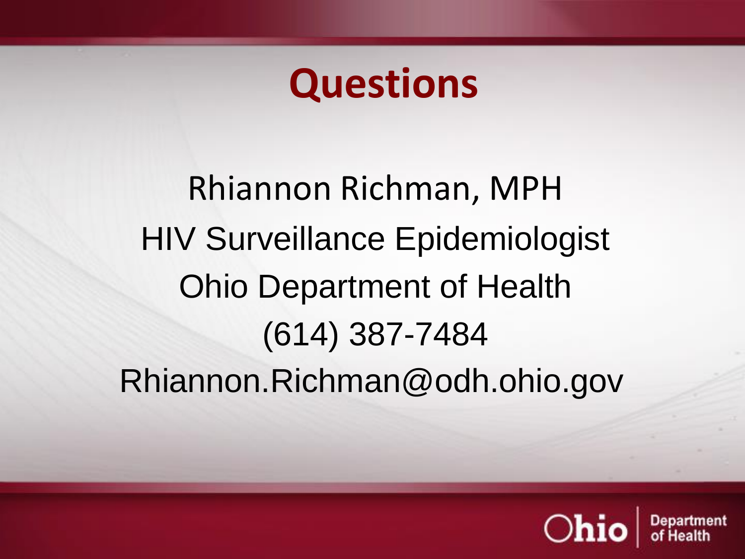# Questions

Rhiannon Richman, MPH

HIV Surveillance Epidemiologist

Ohio Department of Health

(614) 387-7484

Rhiannon.Richman@odh.ohio.gov

Ohio | Department of Health